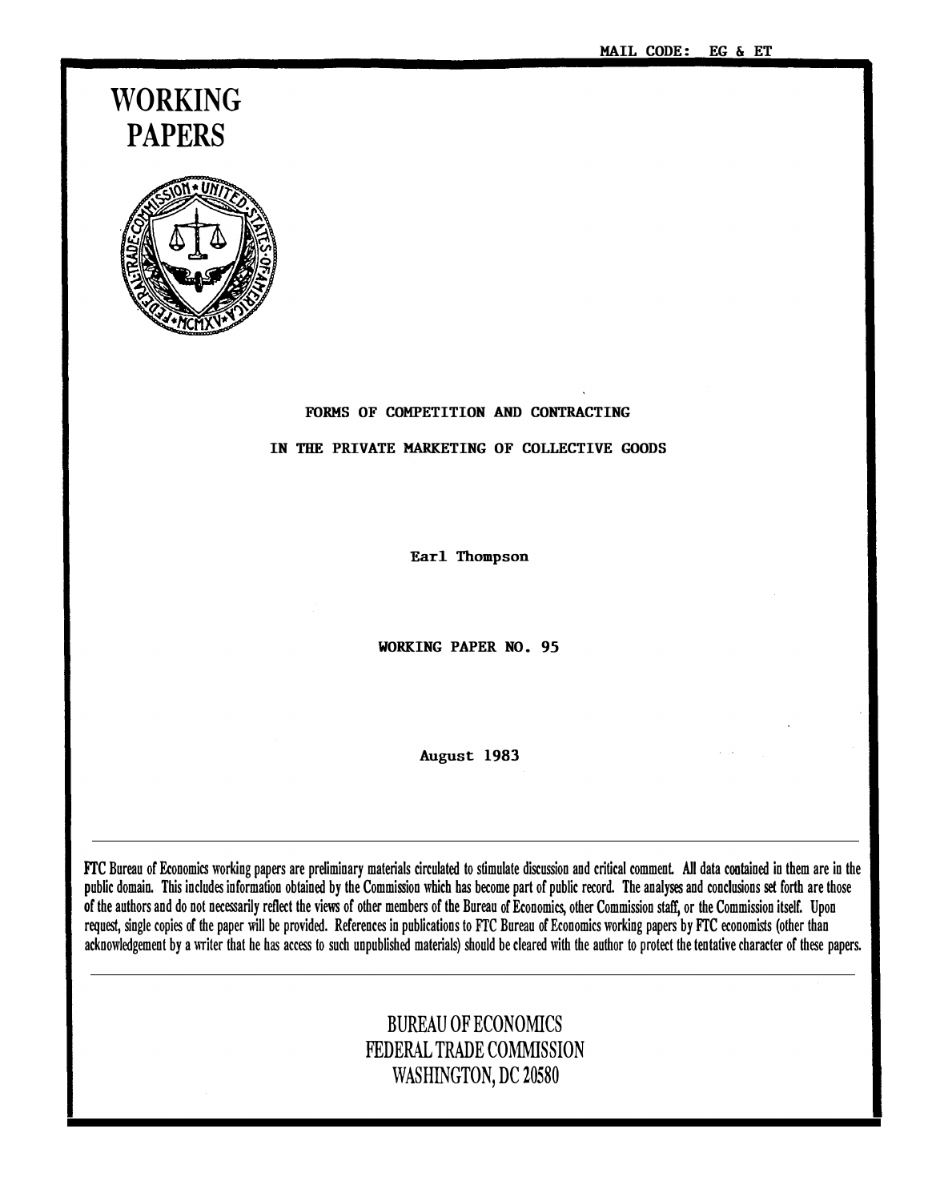MAIL CODE: EG & ET

# WORKING PAPERS

## FORMS OF COMPETITION AND CONTRACTING IN THE PRIVATE MARKETING OF COLLECTIVE GOODS

Earl Thompson

WORKING PAPER NO. 95

August 1983

---

FTC Bureau of Economics working papers are preliminary materials circulated to stimulate discussion and critical comment. All data contained in them are in the public domain. This includes information obtained by the Commission which has become part of public record. The analyses and conclusions set forth are those of the authors and do not necessarily reflect the views of other members of the Bureau of Economics, other Commission staff, or the Commission itself. Upon request, single copies of the paper will be provided. References in publications to FTC Bureau of Economics working papers by FTC economists (other than acknowledgement by a writer that he has access to such unpublished materials) should be cleared with the author to protect the tentative character of these papers.

---

BUREAU OF ECONOMICS
FEDERAL TRADE COMMISSION
WASHINGTON, DC 20580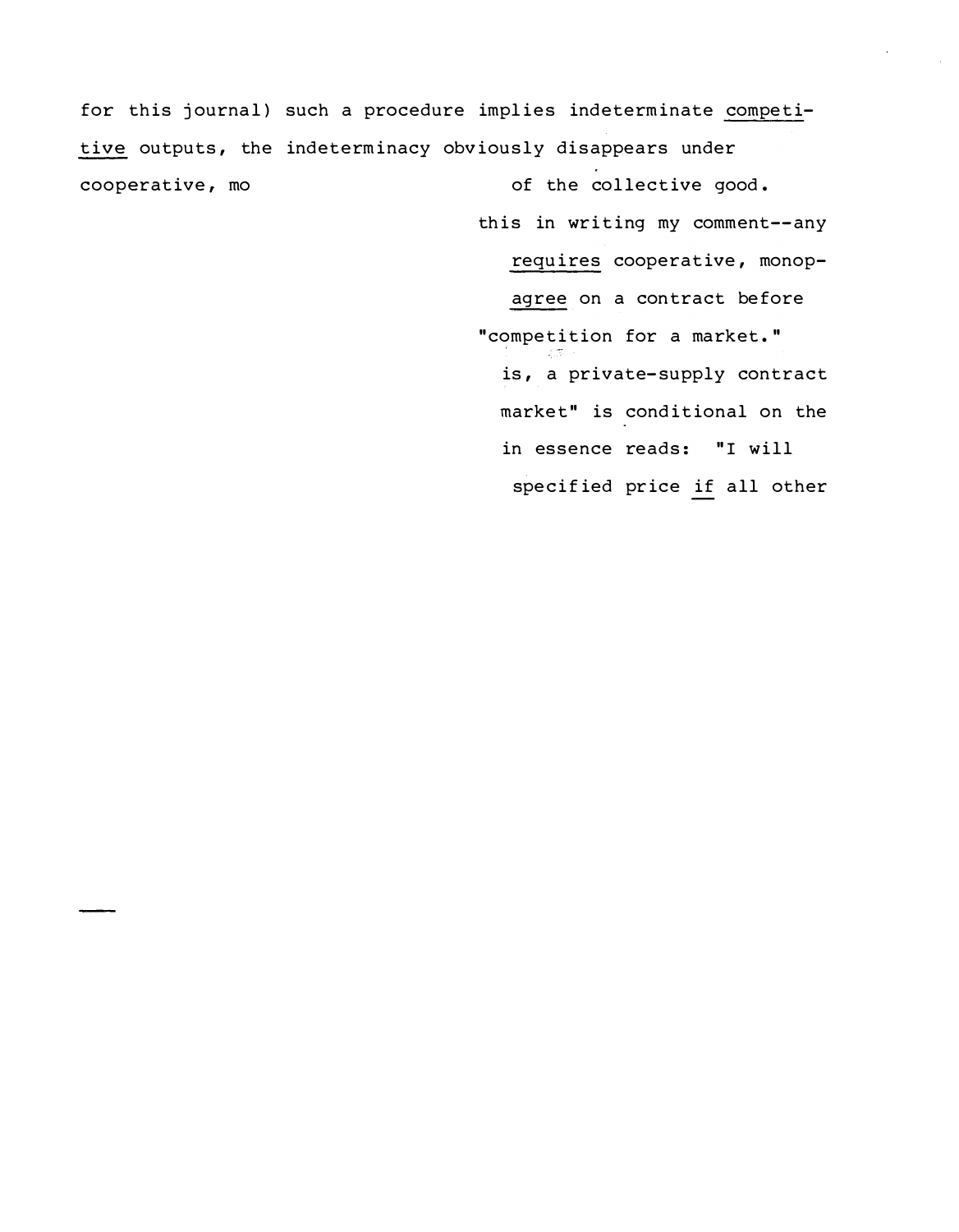for this journal) such a procedure implies indeterminate _competitive_ outputs, the indeterminacy obviously disappears under cooperative, mo of the collective good.

this in writing my comment--any

_requires_ cooperative, monop-

_agree_ on a contract before

"competition for a market."

is, a private-supply contract

market" is conditional on the

in essence reads: "I will

specified price _if_ all other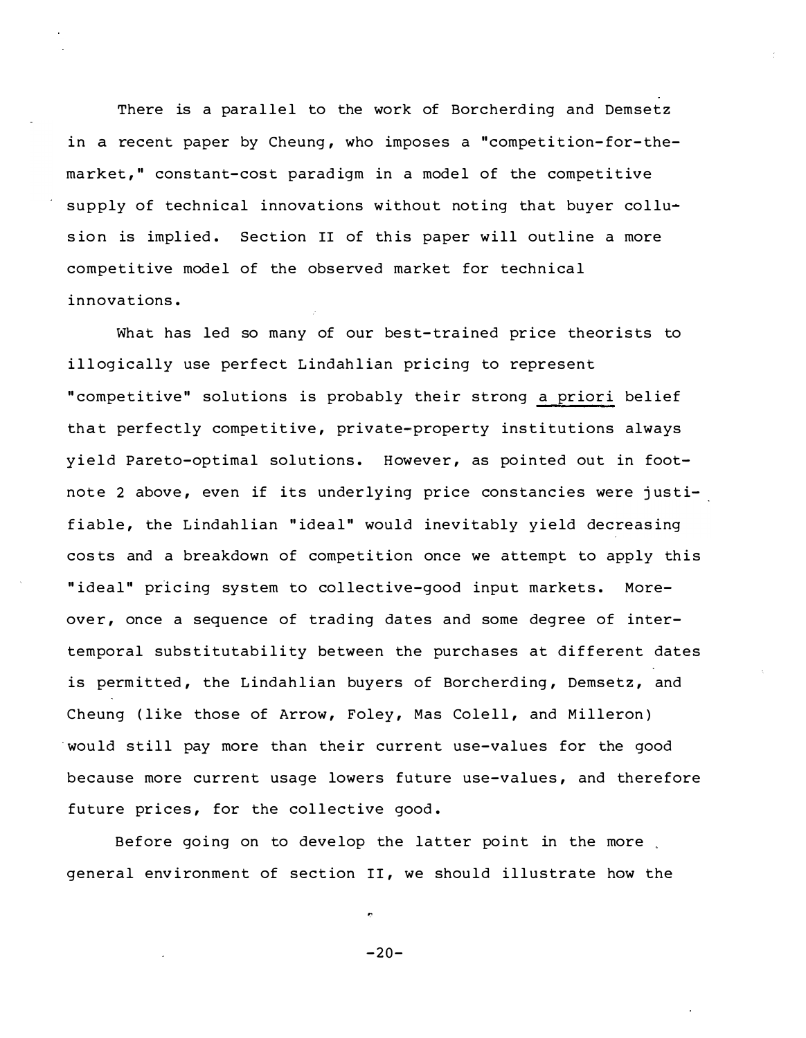There is a parallel to the work of Borcherding and Demsetz in a recent paper by Cheung, who imposes a "competition-for-the-market," constant-cost paradigm in a model of the competitive supply of technical innovations without noting that buyer collusion is implied. Section II of this paper will outline a more competitive model of the observed market for technical innovations.

What has led so many of our best-trained price theorists to illogically use perfect Lindahlian pricing to represent "competitive" solutions is probably their strong a priori belief that perfectly competitive, private-property institutions always yield Pareto-optimal solutions. However, as pointed out in footnote 2 above, even if its underlying price constancies were justifiable, the Lindahlian "ideal" would inevitably yield decreasing costs and a breakdown of competition once we attempt to apply this "ideal" pricing system to collective-good input markets. Moreover, once a sequence of trading dates and some degree of intertemporal substitutability between the purchases at different dates is permitted, the Lindahlian buyers of Borcherding, Demsetz, and Cheung (like those of Arrow, Foley, Mas Colell, and Milleron) would still pay more than their current use-values for the good because more current usage lowers future use-values, and therefore future prices, for the collective good.

Before going on to develop the latter point in the more general environment of section II, we should illustrate how the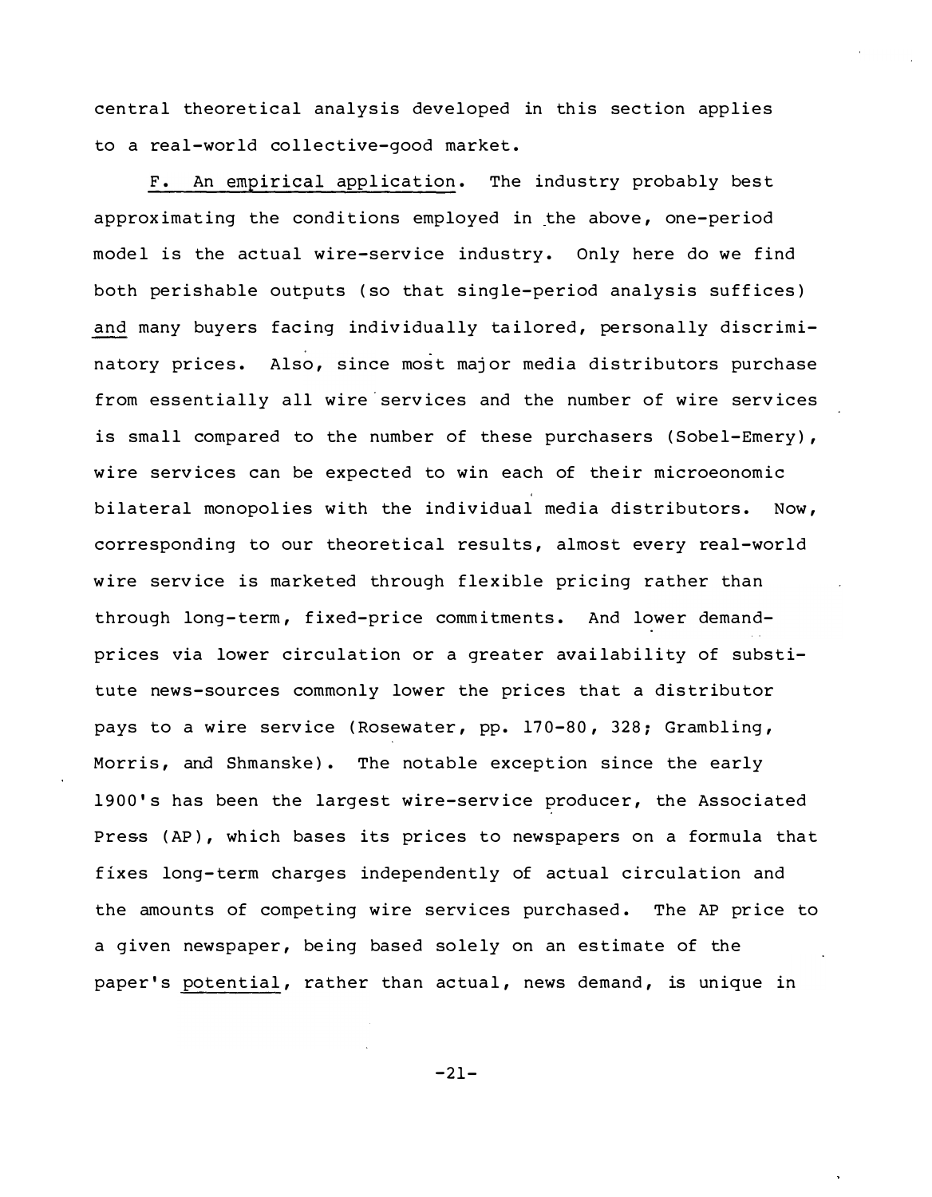central theoretical analysis developed in this section applies to a real-world collective-good market.

F. An empirical application. The industry probably best approximating the conditions employed in the above, one-period model is the actual wire-service industry. Only here do we find both perishable outputs (so that single-period analysis suffices) and many buyers facing individually tailored, personally discriminatory prices. Also, since most major media distributors purchase from essentially all wire services and the number of wire services is small compared to the number of these purchasers (Sobel-Emery), wire services can be expected to win each of their microeonomic bilateral monopolies with the individual media distributors. Now, corresponding to our theoretical results, almost every real-world wire service is marketed through flexible pricing rather than through long-term, fixed-price commitments. And lower demand-prices via lower circulation or a greater availability of substitute news-sources commonly lower the prices that a distributor pays to a wire service (Rosewater, pp. 170-80, 328; Grambling, Morris, and Shmanske). The notable exception since the early 1900's has been the largest wire-service producer, the Associated Press (AP), which bases its prices to newspapers on a formula that fixes long-term charges independently of actual circulation and the amounts of competing wire services purchased. The AP price to a given newspaper, being based solely on an estimate of the paper's potential, rather than actual, news demand, is unique in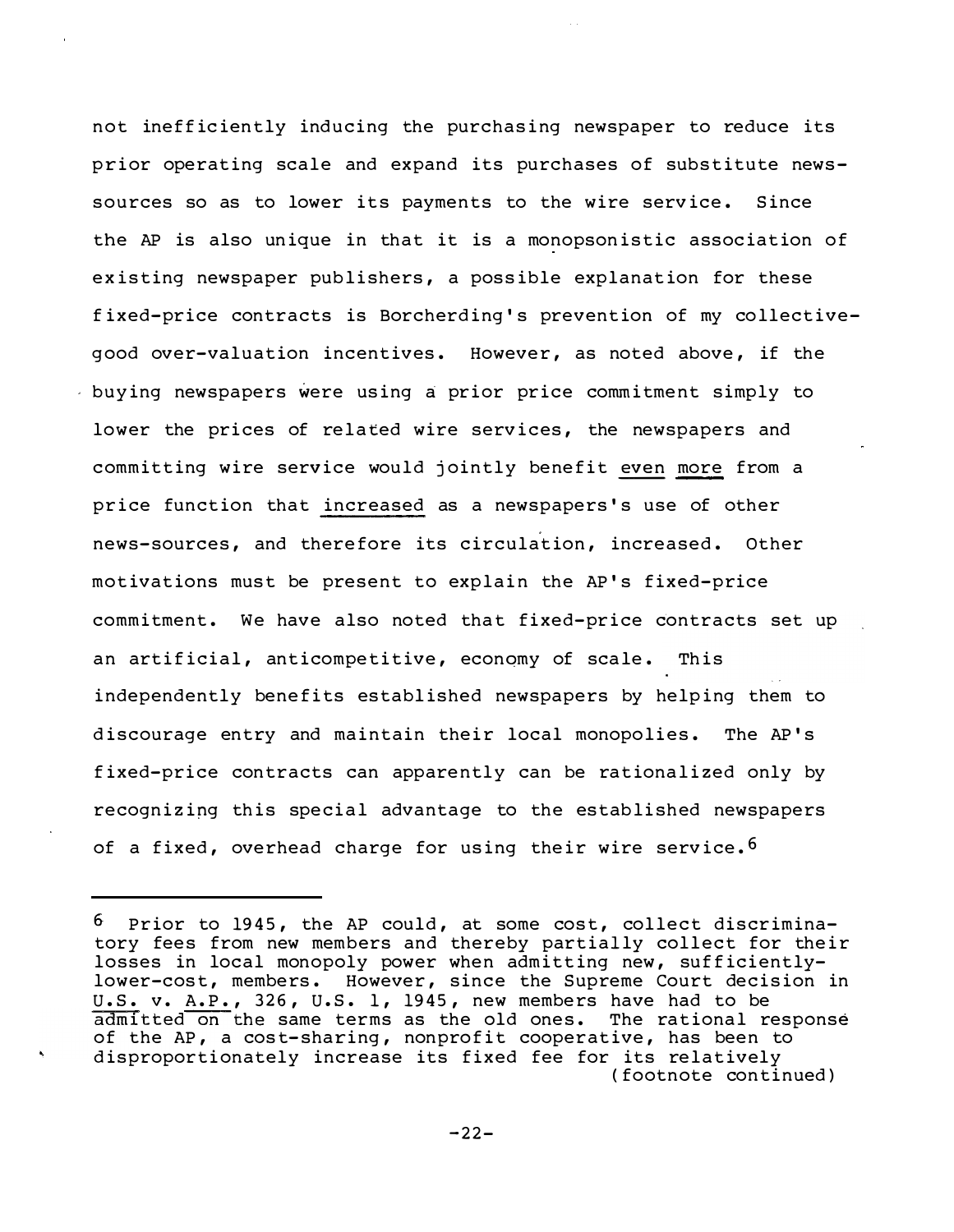not inefficiently inducing the purchasing newspaper to reduce its prior operating scale and expand its purchases of substitute news-sources so as to lower its payments to the wire service. Since the AP is also unique in that it is a monopsonistic association of existing newspaper publishers, a possible explanation for these fixed-price contracts is Borcherding's prevention of my collective-good over-valuation incentives. However, as noted above, if the buying newspapers were using a prior price commitment simply to lower the prices of related wire services, the newspapers and committing wire service would jointly benefit <u>even more</u> from a price function that <u>increased</u> as a newspapers's use of other news-sources, and therefore its circulation, increased. Other motivations must be present to explain the AP's fixed-price commitment. We have also noted that fixed-price contracts set up an artificial, anticompetitive, economy of scale. This independently benefits established newspapers by helping them to discourage entry and maintain their local monopolies. The AP's fixed-price contracts can apparently can be rationalized only by recognizing this special advantage to the established newspapers of a fixed, overhead charge for using their wire service.[6]

---

[6] Prior to 1945, the AP could, at some cost, collect discriminatory fees from new members and thereby partially collect for their losses in local monopoly power when admitting new, sufficiently-lower-cost, members. However, since the Supreme Court decision in <u>U.S.</u> v. <u>A.P.</u>, 326, U.S. 1, 1945, new members have had to be admitted on the same terms as the old ones. The rational response of the AP, a cost-sharing, nonprofit cooperative, has been to disproportionately increase its fixed fee for its relatively

(footnote continued)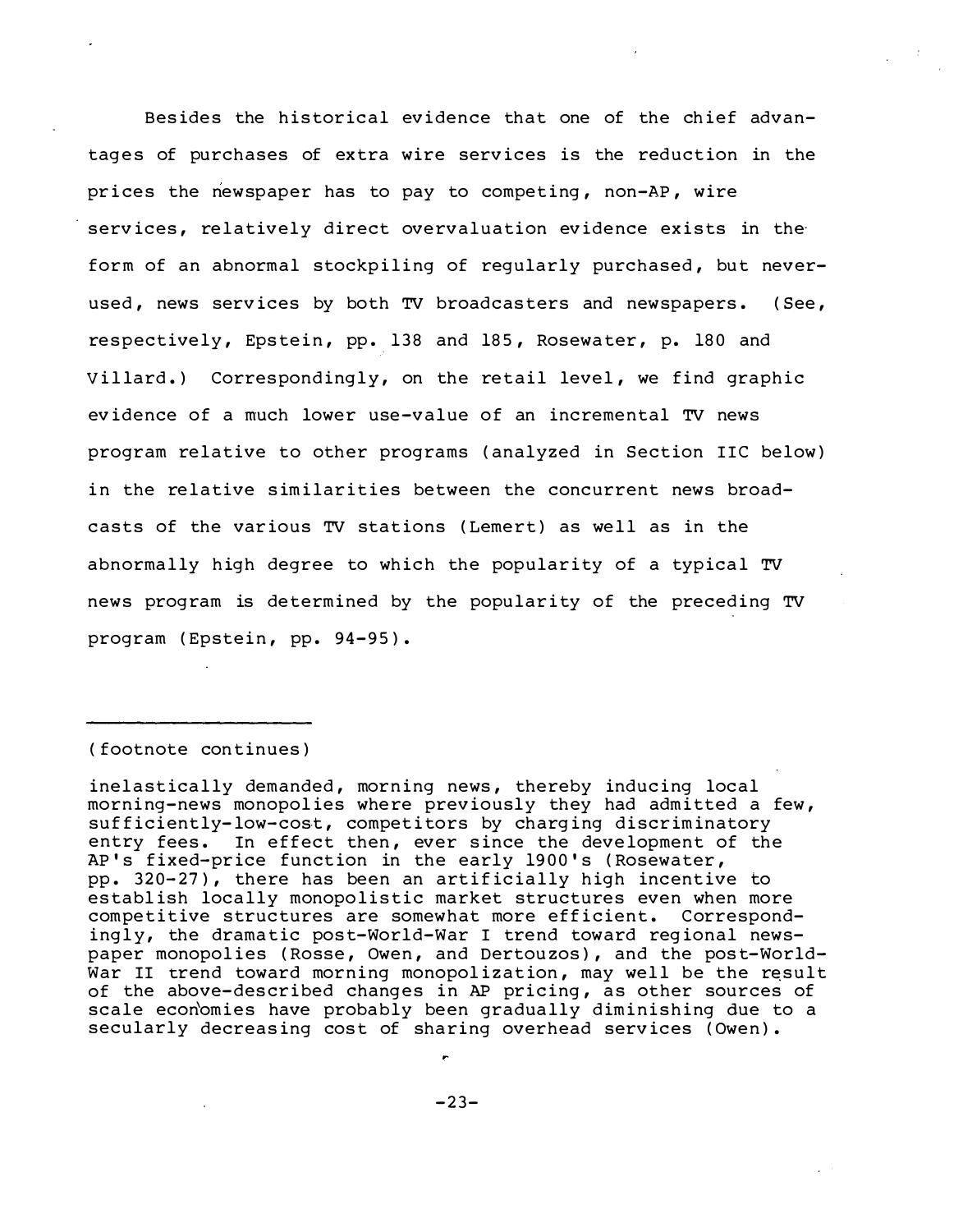Besides the historical evidence that one of the chief advantages of purchases of extra wire services is the reduction in the prices the newspaper has to pay to competing, non-AP, wire services, relatively direct overvaluation evidence exists in the form of an abnormal stockpiling of regularly purchased, but never-used, news services by both TV broadcasters and newspapers. (See, respectively, Epstein, pp. 138 and 185, Rosewater, p. 180 and Villard.) Correspondingly, on the retail level, we find graphic evidence of a much lower use-value of an incremental TV news program relative to other programs (analyzed in Section IIC below) in the relative similarities between the concurrent news broadcasts of the various TV stations (Lemert) as well as in the abnormally high degree to which the popularity of a typical TV news program is determined by the popularity of the preceding TV program (Epstein, pp. 94-95).

---

(footnote continues)

inelastically demanded, morning news, thereby inducing local morning-news monopolies where previously they had admitted a few, sufficiently-low-cost, competitors by charging discriminatory entry fees. In effect then, ever since the development of the AP's fixed-price function in the early 1900's (Rosewater, pp. 320-27), there has been an artificially high incentive to establish locally monopolistic market structures even when more competitive structures are somewhat more efficient. Correspondingly, the dramatic post-World-War I trend toward regional newspaper monopolies (Rosse, Owen, and Dertouzos), and the post-World-War II trend toward morning monopolization, may well be the result of the above-described changes in AP pricing, as other sources of scale economies have probably been gradually diminishing due to a secularly decreasing cost of sharing overhead services (Owen).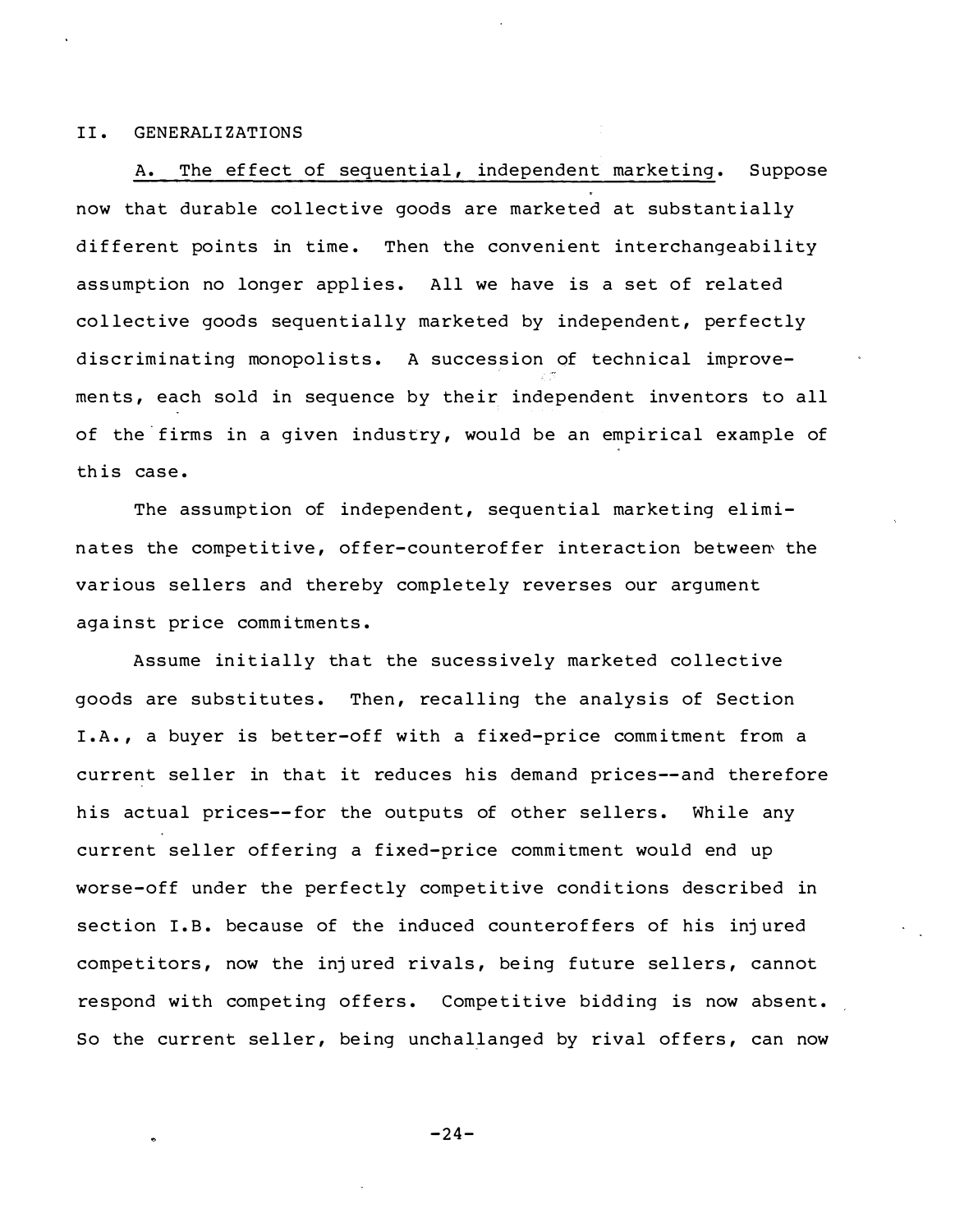## II. GENERALIZATIONS

A. The effect of sequential, independent marketing. Suppose now that durable collective goods are marketed at substantially different points in time. Then the convenient interchangeability assumption no longer applies. All we have is a set of related collective goods sequentially marketed by independent, perfectly discriminating monopolists. A succession of technical improvements, each sold in sequence by their independent inventors to all of the firms in a given industry, would be an empirical example of this case.

The assumption of independent, sequential marketing eliminates the competitive, offer-counteroffer interaction between the various sellers and thereby completely reverses our argument against price commitments.

Assume initially that the sucessively marketed collective goods are substitutes. Then, recalling the analysis of Section I.A., a buyer is better-off with a fixed-price commitment from a current seller in that it reduces his demand prices--and therefore his actual prices--for the outputs of other sellers. While any current seller offering a fixed-price commitment would end up worse-off under the perfectly competitive conditions described in section I.B. because of the induced counteroffers of his injured competitors, now the injured rivals, being future sellers, cannot respond with competing offers. Competitive bidding is now absent. So the current seller, being unchallanged by rival offers, can now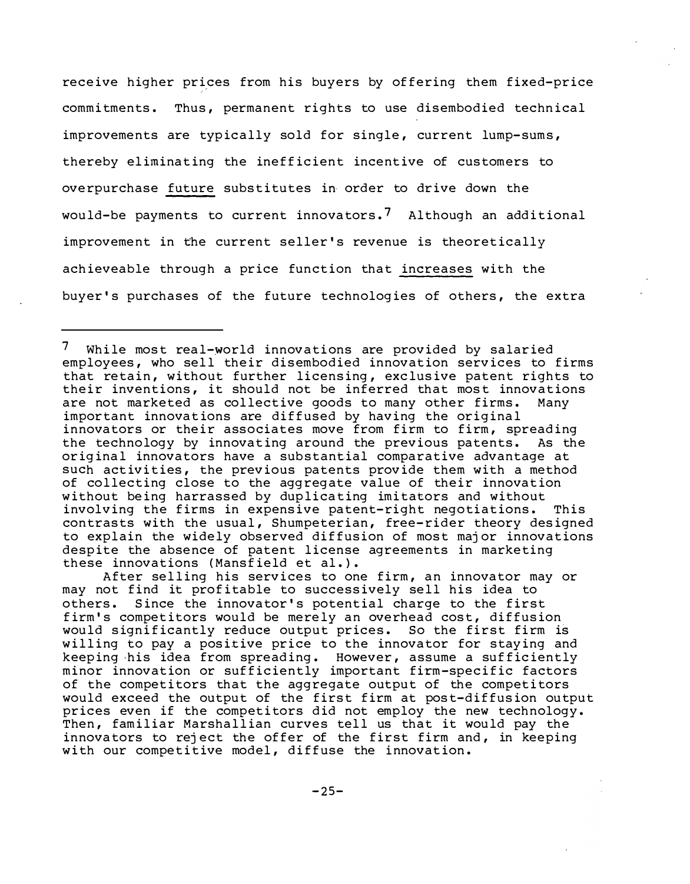receive higher prices from his buyers by offering them fixed-price commitments. Thus, permanent rights to use disembodied technical improvements are typically sold for single, current lump-sums, thereby eliminating the inefficient incentive of customers to overpurchase <u>future</u> substitutes in order to drive down the would-be payments to current innovators.[7] Although an additional improvement in the current seller's revenue is theoretically achieveable through a price function that <u>increases</u> with the buyer's purchases of the future technologies of others, the extra

---

[7] While most real-world innovations are provided by salaried employees, who sell their disembodied innovation services to firms that retain, without further licensing, exclusive patent rights to their inventions, it should not be inferred that most innovations are not marketed as collective goods to many other firms. Many important innovations are diffused by having the original innovators or their associates move from firm to firm, spreading the technology by innovating around the previous patents. As the original innovators have a substantial comparative advantage at such activities, the previous patents provide them with a method of collecting close to the aggregate value of their innovation without being harrassed by duplicating imitators and without involving the firms in expensive patent-right negotiations. This contrasts with the usual, Shumpeterian, free-rider theory designed to explain the widely observed diffusion of most major innovations despite the absence of patent license agreements in marketing these innovations (Mansfield et al.).

After selling his services to one firm, an innovator may or may not find it profitable to successively sell his idea to others. Since the innovator's potential charge to the first firm's competitors would be merely an overhead cost, diffusion would significantly reduce output prices. So the first firm is willing to pay a positive price to the innovator for staying and keeping his idea from spreading. However, assume a sufficiently minor innovation or sufficiently important firm-specific factors of the competitors that the aggregate output of the competitors would exceed the output of the first firm at post-diffusion output prices even if the competitors did not employ the new technology. Then, familiar Marshallian curves tell us that it would pay the innovators to reject the offer of the first firm and, in keeping with our competitive model, diffuse the innovation.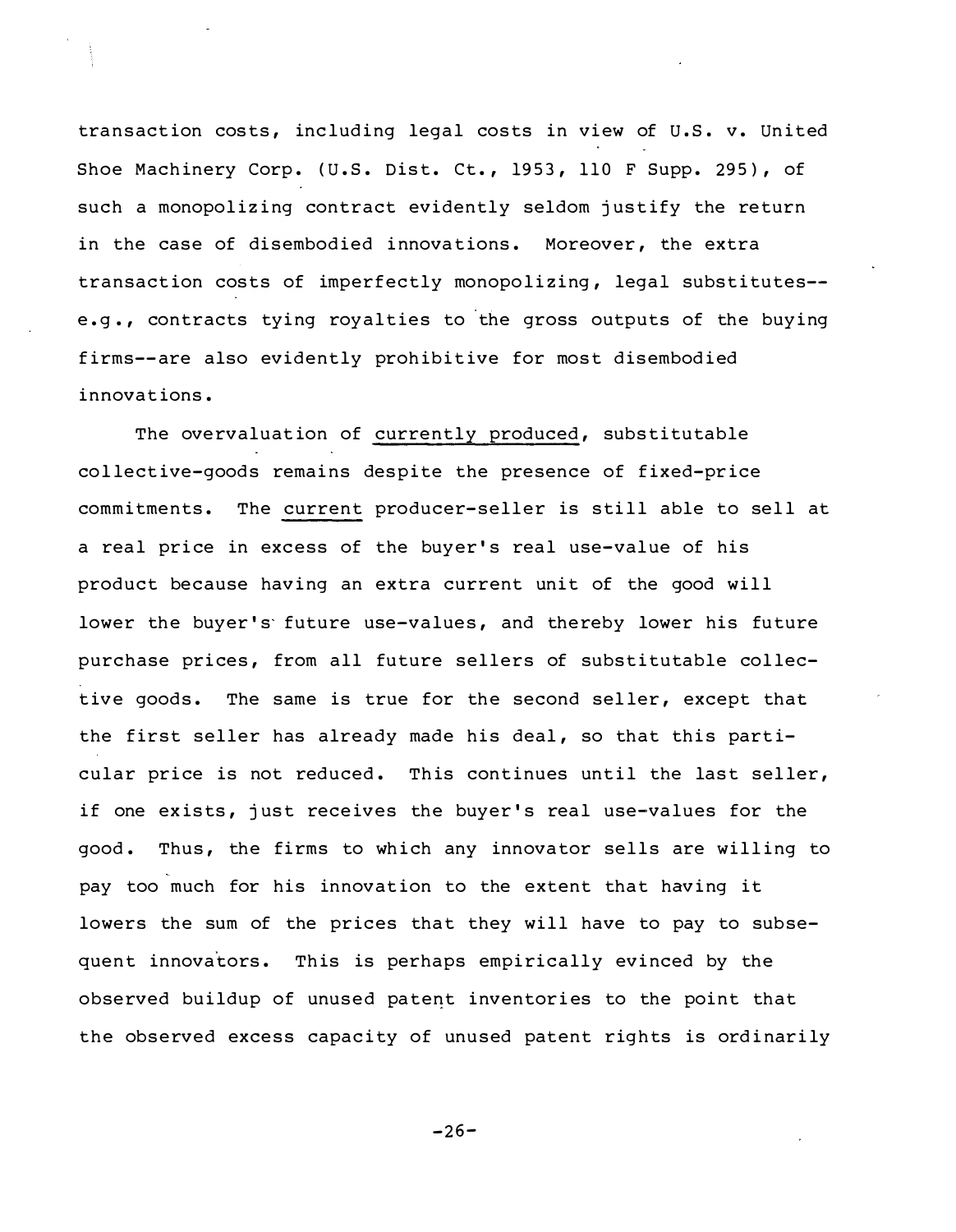transaction costs, including legal costs in view of U.S. v. United Shoe Machinery Corp. (U.S. Dist. Ct., 1953, 110 F Supp. 295), of such a monopolizing contract evidently seldom justify the return in the case of disembodied innovations. Moreover, the extra transaction costs of imperfectly monopolizing, legal substitutes--e.g., contracts tying royalties to the gross outputs of the buying firms--are also evidently prohibitive for most disembodied innovations.

The overvaluation of _currently produced_, substitutable collective-goods remains despite the presence of fixed-price commitments. The _current_ producer-seller is still able to sell at a real price in excess of the buyer's real use-value of his product because having an extra current unit of the good will lower the buyer's future use-values, and thereby lower his future purchase prices, from all future sellers of substitutable collective goods. The same is true for the second seller, except that the first seller has already made his deal, so that this particular price is not reduced. This continues until the last seller, if one exists, just receives the buyer's real use-values for the good. Thus, the firms to which any innovator sells are willing to pay too much for his innovation to the extent that having it lowers the sum of the prices that they will have to pay to subsequent innovators. This is perhaps empirically evinced by the observed buildup of unused patent inventories to the point that the observed excess capacity of unused patent rights is ordinarily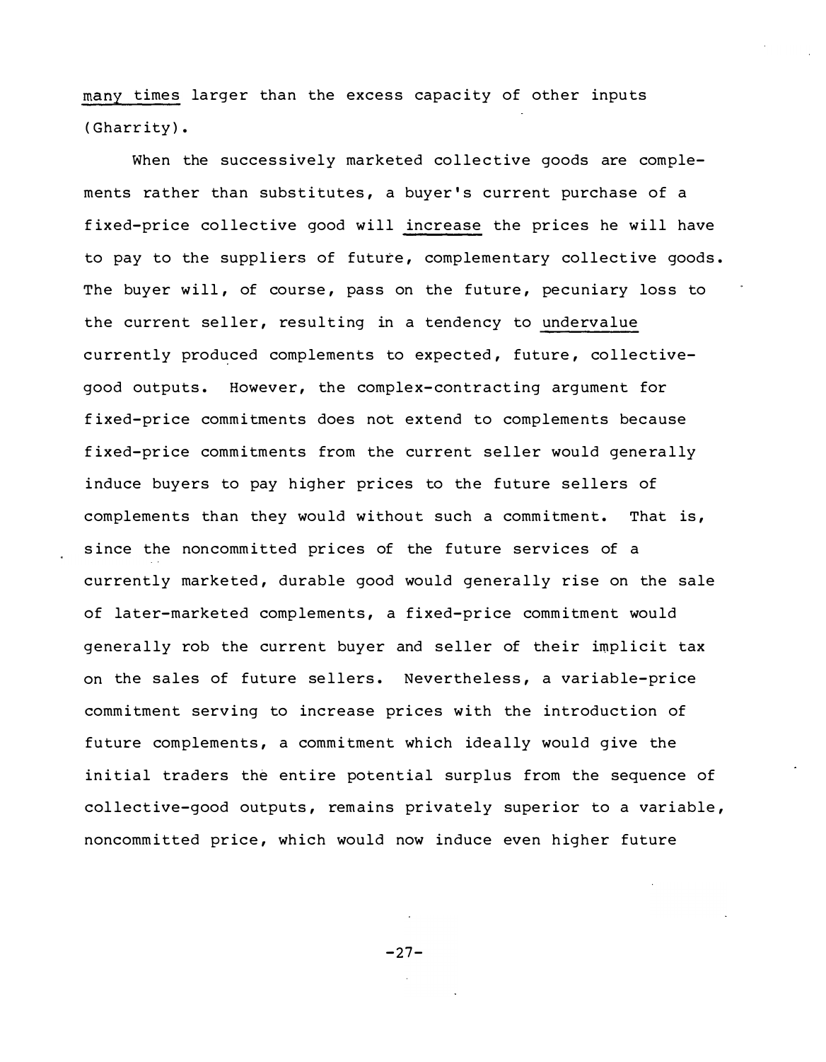many times larger than the excess capacity of other inputs (Gharrity).

When the successively marketed collective goods are complements rather than substitutes, a buyer's current purchase of a fixed-price collective good will increase the prices he will have to pay to the suppliers of future, complementary collective goods. The buyer will, of course, pass on the future, pecuniary loss to the current seller, resulting in a tendency to undervalue currently produced complements to expected, future, collective-good outputs. However, the complex-contracting argument for fixed-price commitments does not extend to complements because fixed-price commitments from the current seller would generally induce buyers to pay higher prices to the future sellers of complements than they would without such a commitment. That is, since the noncommitted prices of the future services of a currently marketed, durable good would generally rise on the sale of later-marketed complements, a fixed-price commitment would generally rob the current buyer and seller of their implicit tax on the sales of future sellers. Nevertheless, a variable-price commitment serving to increase prices with the introduction of future complements, a commitment which ideally would give the initial traders the entire potential surplus from the sequence of collective-good outputs, remains privately superior to a variable, noncommitted price, which would now induce even higher future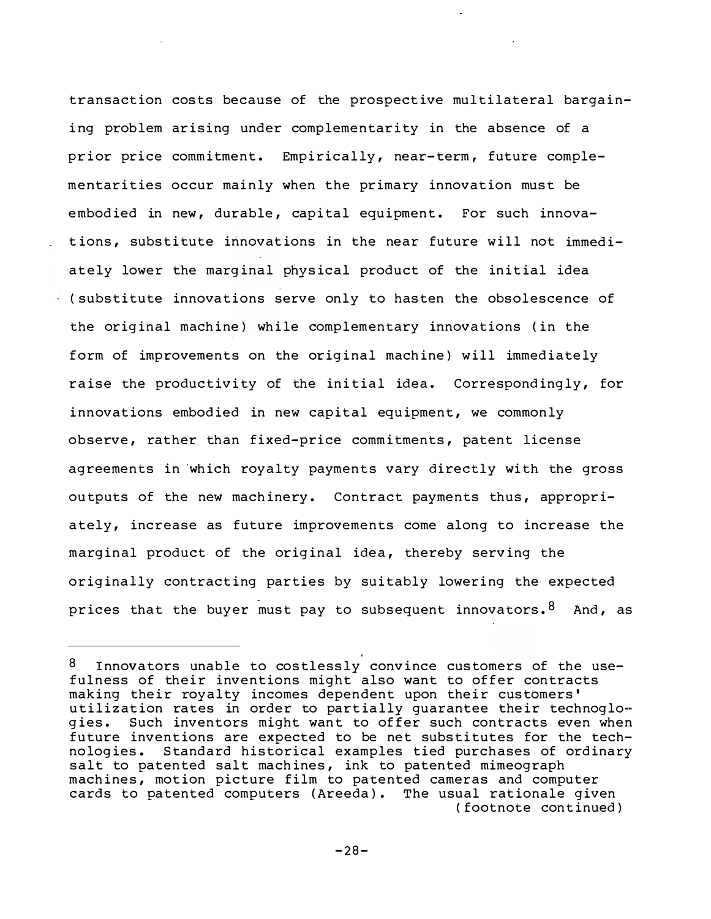transaction costs because of the prospective multilateral bargaining problem arising under complementarity in the absence of a prior price commitment. Empirically, near-term, future complementarities occur mainly when the primary innovation must be embodied in new, durable, capital equipment. For such innovations, substitute innovations in the near future will not immediately lower the marginal physical product of the initial idea (substitute innovations serve only to hasten the obsolescence of the original machine) while complementary innovations (in the form of improvements on the original machine) will immediately raise the productivity of the initial idea. Correspondingly, for innovations embodied in new capital equipment, we commonly observe, rather than fixed-price commitments, patent license agreements in which royalty payments vary directly with the gross outputs of the new machinery. Contract payments thus, appropriately, increase as future improvements come along to increase the marginal product of the original idea, thereby serving the originally contracting parties by suitably lowering the expected prices that the buyer must pay to subsequent innovators.[8] And, as

---

[8] Innovators unable to costlessly convince customers of the usefulness of their inventions might also want to offer contracts making their royalty incomes dependent upon their customers' utilization rates in order to partially guarantee their technoglogies. Such inventors might want to offer such contracts even when future inventions are expected to be net substitutes for the technologies. Standard historical examples tied purchases of ordinary salt to patented salt machines, ink to patented mimeograph machines, motion picture film to patented cameras and computer cards to patented computers (Areeda). The usual rationale given (footnote continued)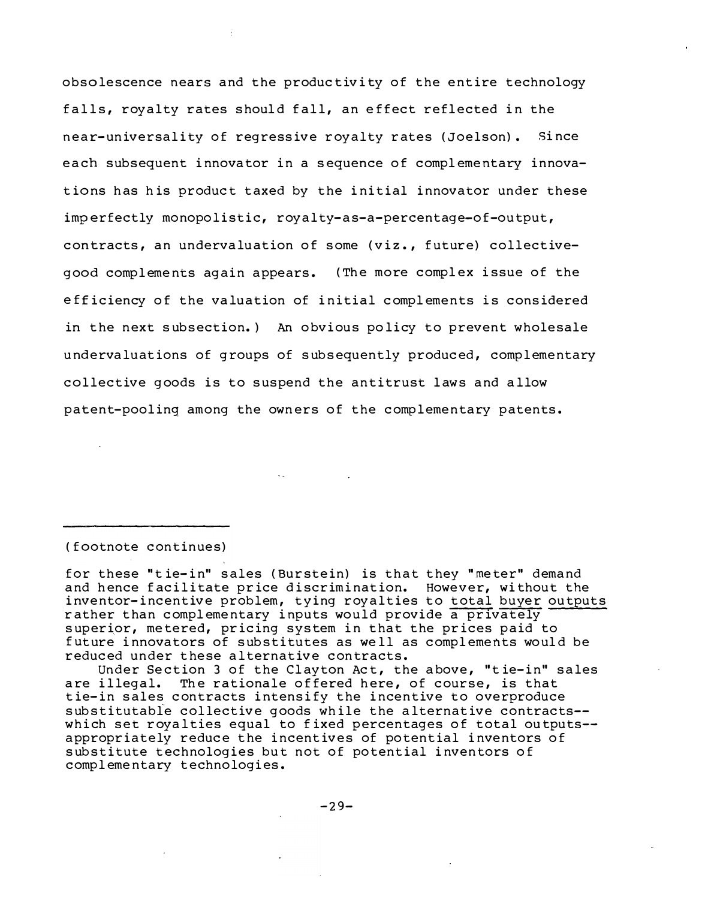obsolescence nears and the productivity of the entire technology falls, royalty rates should fall, an effect reflected in the near-universality of regressive royalty rates (Joelson). Since each subsequent innovator in a sequence of complementary innovations has his product taxed by the initial innovator under these imperfectly monopolistic, royalty-as-a-percentage-of-output, contracts, an undervaluation of some (viz., future) collective-good complements again appears. (The more complex issue of the efficiency of the valuation of initial complements is considered in the next subsection.) An obvious policy to prevent wholesale undervaluations of groups of subsequently produced, complementary collective goods is to suspend the antitrust laws and allow patent-pooling among the owners of the complementary patents.

---

(footnote continues)

for these "tie-in" sales (Burstein) is that they "meter" demand and hence facilitate price discrimination. However, without the inventor-incentive problem, tying royalties to <u>total buyer outputs</u> rather than complementary inputs would provide <u>a privately</u> superior, metered, pricing system in that the prices paid to future innovators of substitutes as well as complements would be reduced under these alternative contracts.

Under Section 3 of the Clayton Act, the above, "tie-in" sales are illegal. The rationale offered here, of course, is that tie-in sales contracts intensify the incentive to overproduce substitutable collective goods while the alternative contracts--which set royalties equal to fixed percentages of total outputs--appropriately reduce the incentives of potential inventors of substitute technologies but not of potential inventors of complementary technologies.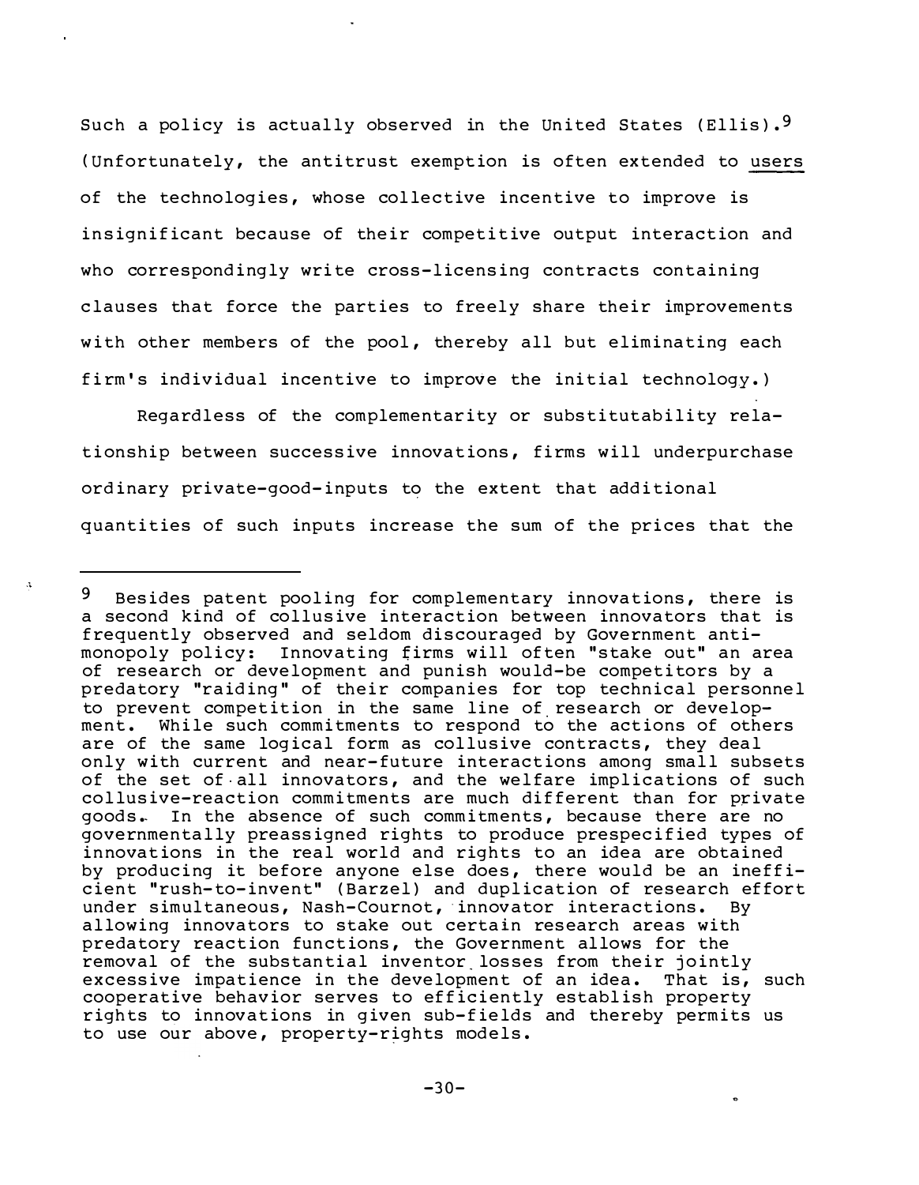Such a policy is actually observed in the United States (Ellis).[9] (Unfortunately, the antitrust exemption is often extended to <u>users</u> of the technologies, whose collective incentive to improve is insignificant because of their competitive output interaction and who correspondingly write cross-licensing contracts containing clauses that force the parties to freely share their improvements with other members of the pool, thereby all but eliminating each firm's individual incentive to improve the initial technology.)

Regardless of the complementarity or substitutability relationship between successive innovations, firms will underpurchase ordinary private-good-inputs to the extent that additional quantities of such inputs increase the sum of the prices that the

---

[9] Besides patent pooling for complementary innovations, there is a second kind of collusive interaction between innovators that is frequently observed and seldom discouraged by Government anti-monopoly policy: Innovating firms will often "stake out" an area of research or development and punish would-be competitors by a predatory "raiding" of their companies for top technical personnel to prevent competition in the same line of research or development. While such commitments to respond to the actions of others are of the same logical form as collusive contracts, they deal only with current and near-future interactions among small subsets of the set of all innovators, and the welfare implications of such collusive-reaction commitments are much different than for private goods. In the absence of such commitments, because there are no governmentally preassigned rights to produce prespecified types of innovations in the real world and rights to an idea are obtained by producing it before anyone else does, there would be an inefficient "rush-to-invent" (Barzel) and duplication of research effort under simultaneous, Nash-Cournot, innovator interactions. By allowing innovators to stake out certain research areas with predatory reaction functions, the Government allows for the removal of the substantial inventor losses from their jointly excessive impatience in the development of an idea. That is, such cooperative behavior serves to efficiently establish property rights to innovations in given sub-fields and thereby permits us to use our above, property-rights models.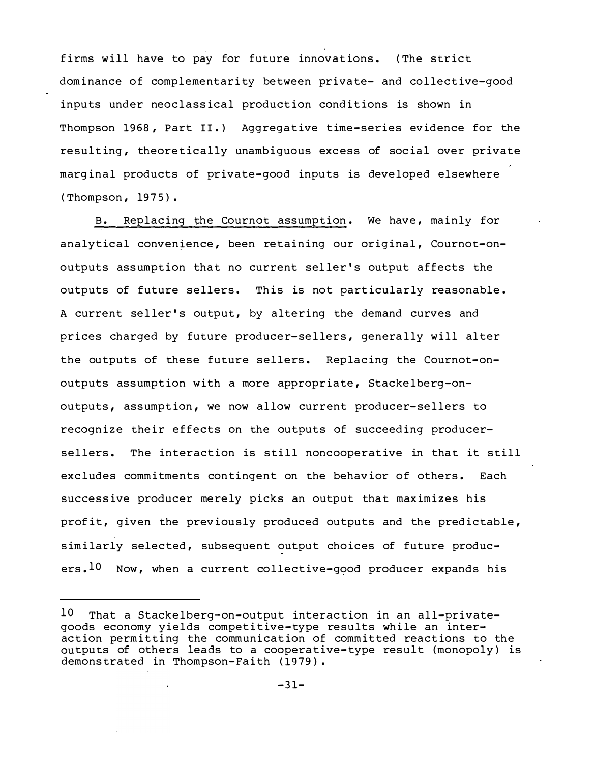firms will have to pay for future innovations. (The strict dominance of complementarity between private- and collective-good inputs under neoclassical production conditions is shown in Thompson 1968, Part II.) Aggregative time-series evidence for the resulting, theoretically unambiguous excess of social over private marginal products of private-good inputs is developed elsewhere (Thompson, 1975).

B. Replacing the Cournot assumption. We have, mainly for analytical convenience, been retaining our original, Cournot-on-outputs assumption that no current seller's output affects the outputs of future sellers. This is not particularly reasonable. A current seller's output, by altering the demand curves and prices charged by future producer-sellers, generally will alter the outputs of these future sellers. Replacing the Cournot-on-outputs assumption with a more appropriate, Stackelberg-on-outputs, assumption, we now allow current producer-sellers to recognize their effects on the outputs of succeeding producer-sellers. The interaction is still noncooperative in that it still excludes commitments contingent on the behavior of others. Each successive producer merely picks an output that maximizes his profit, given the previously produced outputs and the predictable, similarly selected, subsequent output choices of future producers.[10] Now, when a current collective-good producer expands his

---

[10] That a Stackelberg-on-output interaction in an all-private-goods economy yields competitive-type results while an interaction permitting the communication of committed reactions to the outputs of others leads to a cooperative-type result (monopoly) is demonstrated in Thompson-Faith (1979).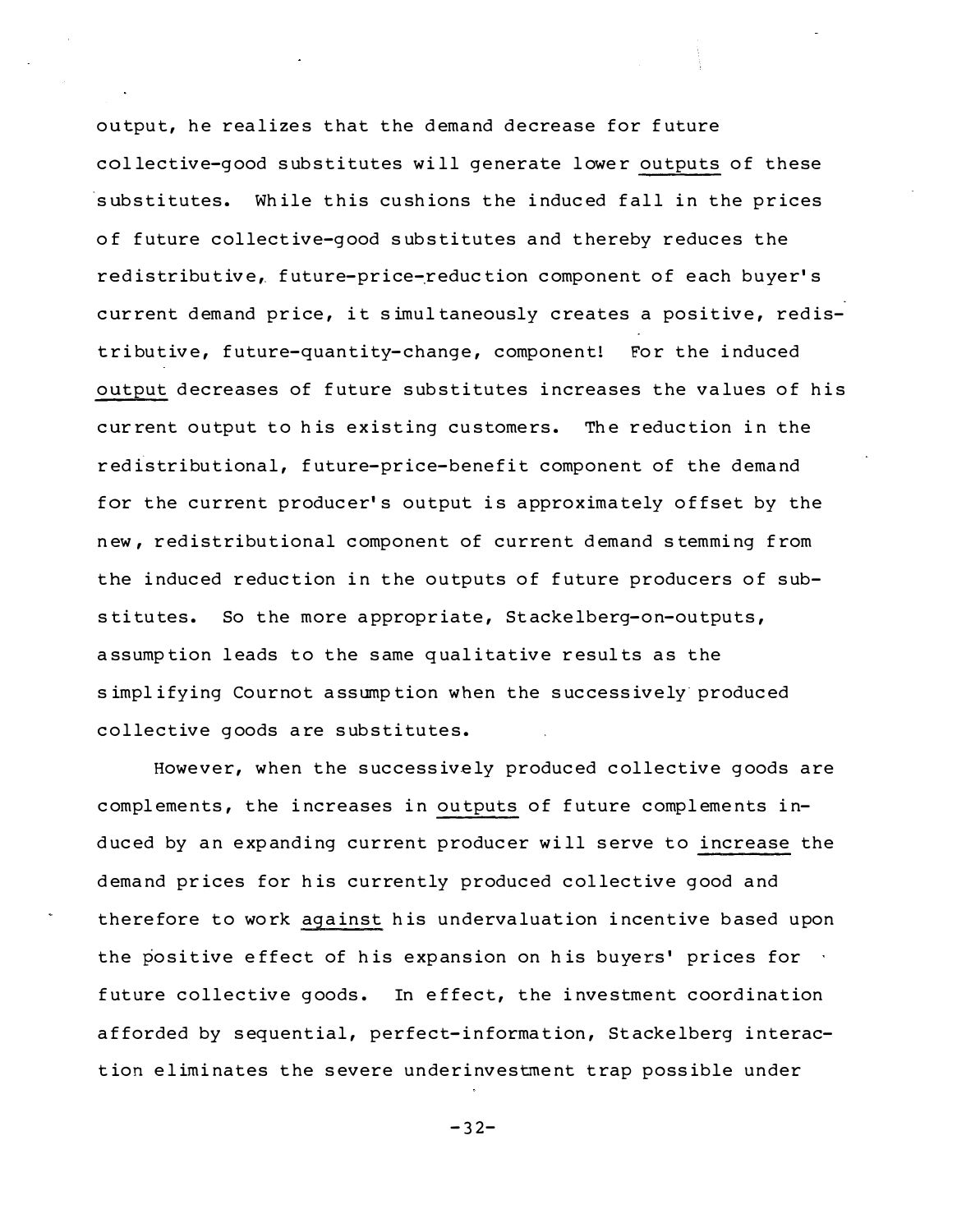output, he realizes that the demand decrease for future collective-good substitutes will generate lower <u>outputs</u> of these substitutes. While this cushions the induced fall in the prices of future collective-good substitutes and thereby reduces the redistributive, future-price-reduction component of each buyer's current demand price, it simultaneously creates a positive, redistributive, future-quantity-change, component! For the induced <u>output</u> decreases of future substitutes increases the values of his current output to his existing customers. The reduction in the redistributional, future-price-benefit component of the demand for the current producer's output is approximately offset by the new, redistributional component of current demand stemming from the induced reduction in the outputs of future producers of substitutes. So the more appropriate, Stackelberg-on-outputs, assumption leads to the same qualitative results as the simplifying Cournot assumption when the successively produced collective goods are substitutes.

However, when the successively produced collective goods are complements, the increases in <u>outputs</u> of future complements induced by an expanding current producer will serve to <u>increase</u> the demand prices for his currently produced collective good and therefore to work <u>against</u> his undervaluation incentive based upon the positive effect of his expansion on his buyers' prices for future collective goods. In effect, the investment coordination afforded by sequential, perfect-information, Stackelberg interaction eliminates the severe underinvestment trap possible under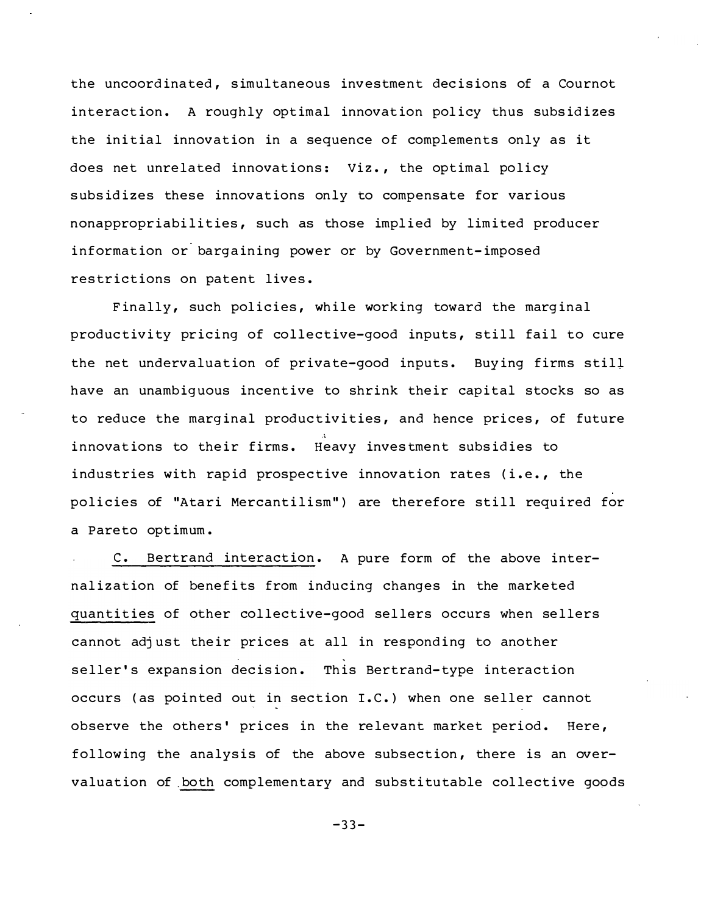the uncoordinated, simultaneous investment decisions of a Cournot interaction. A roughly optimal innovation policy thus subsidizes the initial innovation in a sequence of complements only as it does net unrelated innovations: Viz., the optimal policy subsidizes these innovations only to compensate for various nonappropriabilities, such as those implied by limited producer information or bargaining power or by Government-imposed restrictions on patent lives.

Finally, such policies, while working toward the marginal productivity pricing of collective-good inputs, still fail to cure the net undervaluation of private-good inputs. Buying firms still have an unambiguous incentive to shrink their capital stocks so as to reduce the marginal productivities, and hence prices, of future innovations to their firms. Heavy investment subsidies to industries with rapid prospective innovation rates (i.e., the policies of "Atari Mercantilism") are therefore still required for a Pareto optimum.

<u>C. Bertrand interaction</u>. A pure form of the above internalization of benefits from inducing changes in the marketed <u>quantities</u> of other collective-good sellers occurs when sellers cannot adjust their prices at all in responding to another seller's expansion decision. This Bertrand-type interaction occurs (as pointed out in section I.C.) when one seller cannot observe the others' prices in the relevant market period. Here, following the analysis of the above subsection, there is an overvaluation of <u>both</u> complementary and substitutable collective goods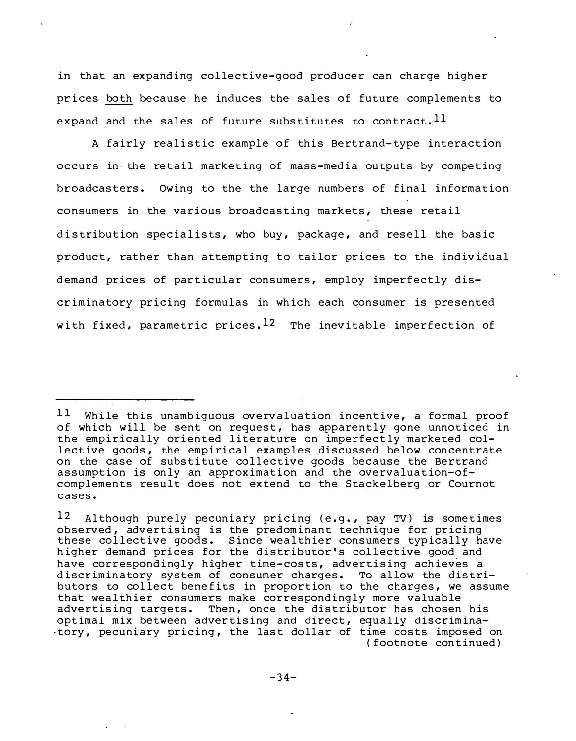in that an expanding collective-good producer can charge higher prices <u>both</u> because he induces the sales of future complements to expand and the sales of future substitutes to contract.[11]

A fairly realistic example of this Bertrand-type interaction occurs in the retail marketing of mass-media outputs by competing broadcasters. Owing to the the large numbers of final information consumers in the various broadcasting markets, these retail distribution specialists, who buy, package, and resell the basic product, rather than attempting to tailor prices to the individual demand prices of particular consumers, employ imperfectly discriminatory pricing formulas in which each consumer is presented with fixed, parametric prices.[12] The inevitable imperfection of

---

[11] While this unambiguous overvaluation incentive, a formal proof of which will be sent on request, has apparently gone unnoticed in the empirically oriented literature on imperfectly marketed collective goods, the empirical examples discussed below concentrate on the case of substitute collective goods because the Bertrand assumption is only an approximation and the overvaluation-of-complements result does not extend to the Stackelberg or Cournot cases.

[12] Although purely pecuniary pricing (e.g., pay TV) is sometimes observed, advertising is the predominant technique for pricing these collective goods. Since wealthier consumers typically have higher demand prices for the distributor's collective good and have correspondingly higher time-costs, advertising achieves a discriminatory system of consumer charges. To allow the distributors to collect benefits in proportion to the charges, we assume that wealthier consumers make correspondingly more valuable advertising targets. Then, once the distributor has chosen his optimal mix between advertising and direct, equally discriminatory, pecuniary pricing, the last dollar of time costs imposed on (footnote continued)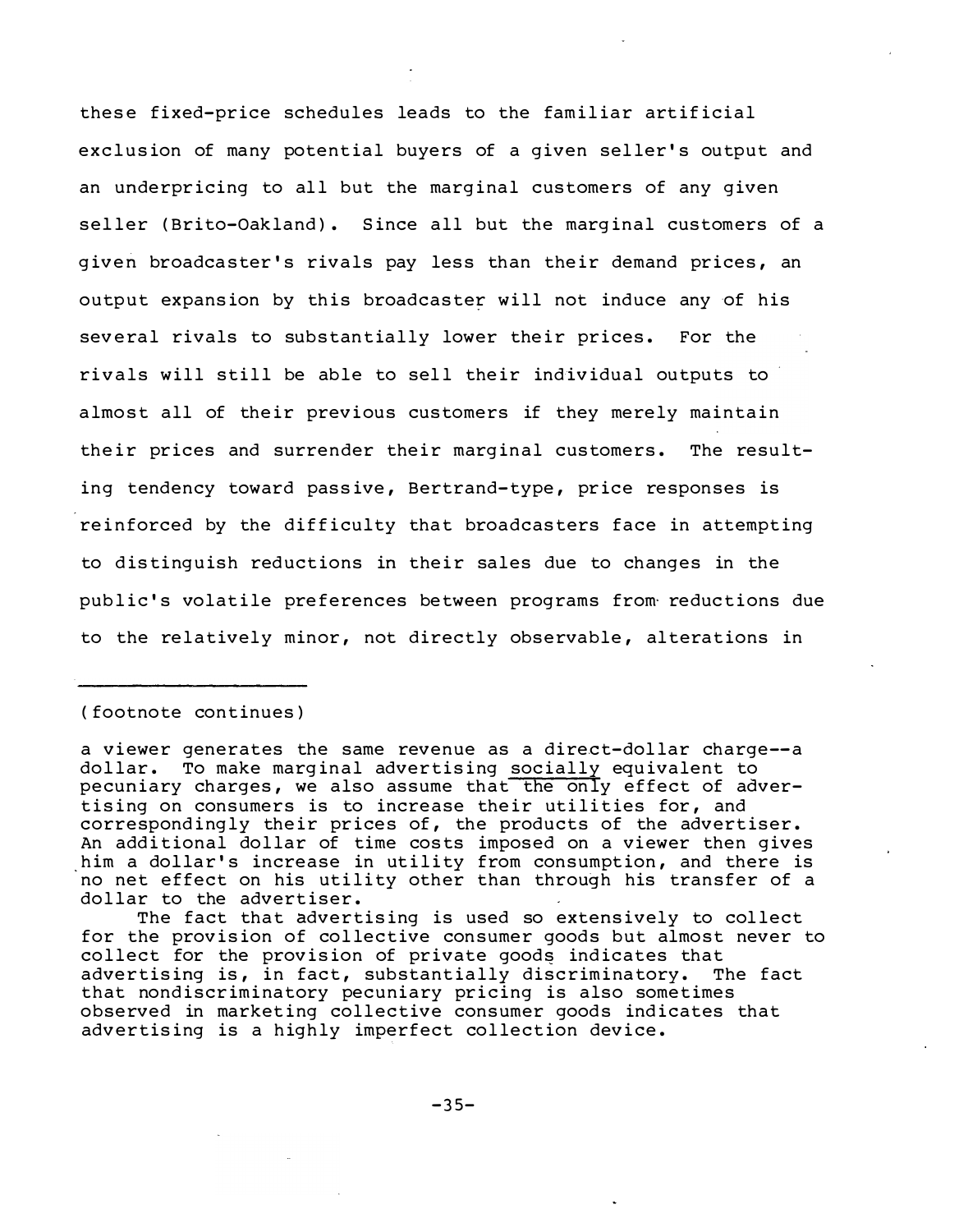these fixed-price schedules leads to the familiar artificial exclusion of many potential buyers of a given seller's output and an underpricing to all but the marginal customers of any given seller (Brito-Oakland). Since all but the marginal customers of a given broadcaster's rivals pay less than their demand prices, an output expansion by this broadcaster will not induce any of his several rivals to substantially lower their prices. For the rivals will still be able to sell their individual outputs to almost all of their previous customers if they merely maintain their prices and surrender their marginal customers. The resulting tendency toward passive, Bertrand-type, price responses is reinforced by the difficulty that broadcasters face in attempting to distinguish reductions in their sales due to changes in the public's volatile preferences between programs from reductions due to the relatively minor, not directly observable, alterations in

---

(footnote continues)

a viewer generates the same revenue as a direct-dollar charge--a dollar. To make marginal advertising <u>socially</u> equivalent to pecuniary charges, we also assume that <u>the only</u> effect of advertising on consumers is to increase their utilities for, and correspondingly their prices of, the products of the advertiser. An additional dollar of time costs imposed on a viewer then gives him a dollar's increase in utility from consumption, and there is no net effect on his utility other than through his transfer of a dollar to the advertiser.

The fact that advertising is used so extensively to collect for the provision of collective consumer goods but almost never to collect for the provision of private goods indicates that advertising is, in fact, substantially discriminatory. The fact that nondiscriminatory pecuniary pricing is also sometimes observed in marketing collective consumer goods indicates that advertising is a highly imperfect collection device.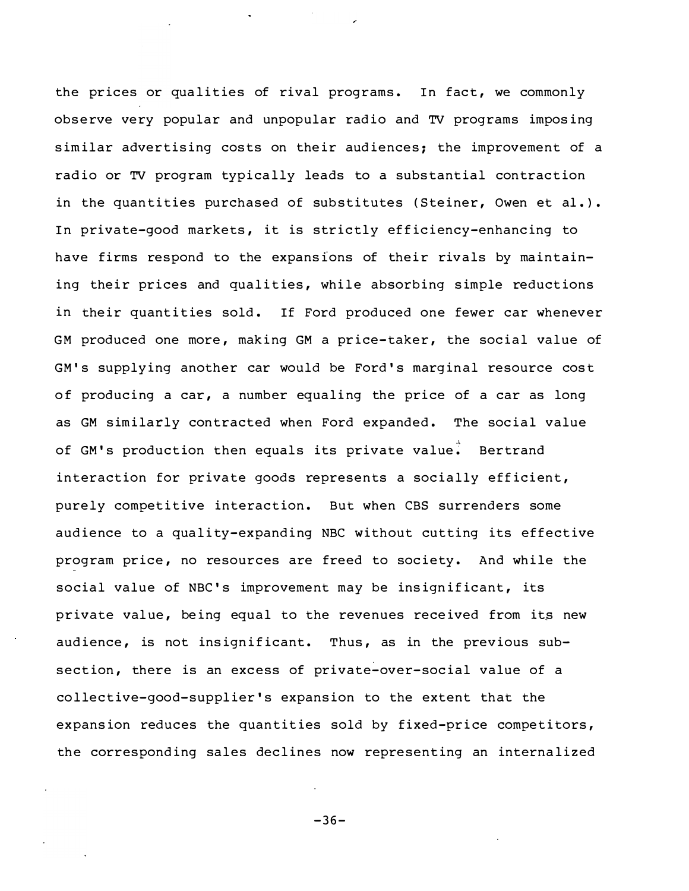the prices or qualities of rival programs. In fact, we commonly observe very popular and unpopular radio and TV programs imposing similar advertising costs on their audiences; the improvement of a radio or TV program typically leads to a substantial contraction in the quantities purchased of substitutes (Steiner, Owen et al.). In private-good markets, it is strictly efficiency-enhancing to have firms respond to the expansions of their rivals by maintaining their prices and qualities, while absorbing simple reductions in their quantities sold. If Ford produced one fewer car whenever GM produced one more, making GM a price-taker, the social value of GM's supplying another car would be Ford's marginal resource cost of producing a car, a number equaling the price of a car as long as GM similarly contracted when Ford expanded. The social value of GM's production then equals its private value. Bertrand interaction for private goods represents a socially efficient, purely competitive interaction. But when CBS surrenders some audience to a quality-expanding NBC without cutting its effective program price, no resources are freed to society. And while the social value of NBC's improvement may be insignificant, its private value, being equal to the revenues received from its new audience, is not insignificant. Thus, as in the previous subsection, there is an excess of private-over-social value of a collective-good-supplier's expansion to the extent that the expansion reduces the quantities sold by fixed-price competitors, the corresponding sales declines now representing an internalized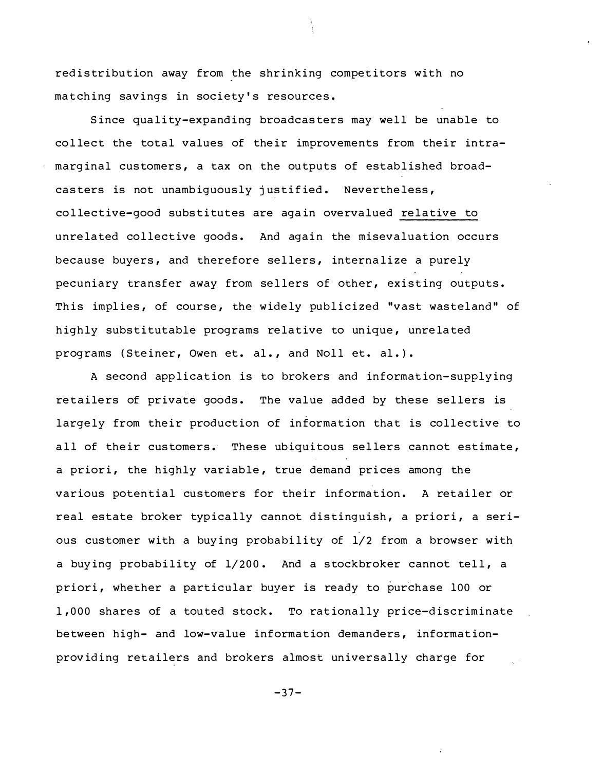redistribution away from the shrinking competitors with no matching savings in society's resources.

Since quality-expanding broadcasters may well be unable to collect the total values of their improvements from their intramarginal customers, a tax on the outputs of established broadcasters is not unambiguously justified. Nevertheless, collective-good substitutes are again overvalued <u>relative to</u> unrelated collective goods. And again the misevaluation occurs because buyers, and therefore sellers, internalize a purely pecuniary transfer away from sellers of other, existing outputs. This implies, of course, the widely publicized "vast wasteland" of highly substitutable programs relative to unique, unrelated programs (Steiner, Owen et. al., and Noll et. al.).

A second application is to brokers and information-supplying retailers of private goods. The value added by these sellers is largely from their production of information that is collective to all of their customers. These ubiquitous sellers cannot estimate, a priori, the highly variable, true demand prices among the various potential customers for their information. A retailer or real estate broker typically cannot distinguish, a priori, a serious customer with a buying probability of 1/2 from a browser with a buying probability of 1/200. And a stockbroker cannot tell, a priori, whether a particular buyer is ready to purchase 100 or 1,000 shares of a touted stock. To rationally price-discriminate between high- and low-value information demanders, information-providing retailers and brokers almost universally charge for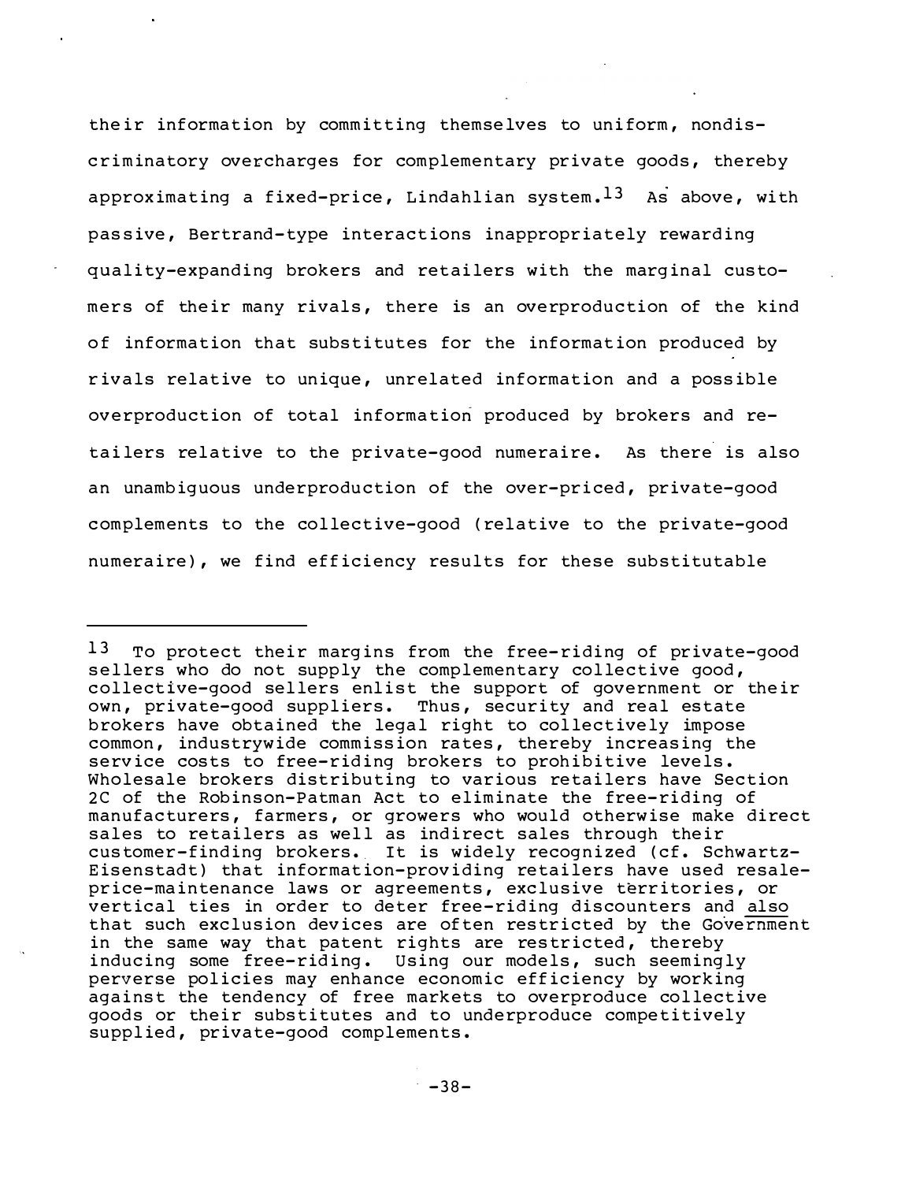their information by committing themselves to uniform, nondiscriminatory overcharges for complementary private goods, thereby approximating a fixed-price, Lindahlian system.[13] As above, with passive, Bertrand-type interactions inappropriately rewarding quality-expanding brokers and retailers with the marginal customers of their many rivals, there is an overproduction of the kind of information that substitutes for the information produced by rivals relative to unique, unrelated information and a possible overproduction of total information produced by brokers and retailers relative to the private-good numeraire. As there is also an unambiguous underproduction of the over-priced, private-good complements to the collective-good (relative to the private-good numeraire), we find efficiency results for these substitutable

---

[13] To protect their margins from the free-riding of private-good sellers who do not supply the complementary collective good, collective-good sellers enlist the support of government or their own, private-good suppliers. Thus, security and real estate brokers have obtained the legal right to collectively impose common, industrywide commission rates, thereby increasing the service costs to free-riding brokers to prohibitive levels. Wholesale brokers distributing to various retailers have Section 2C of the Robinson-Patman Act to eliminate the free-riding of manufacturers, farmers, or growers who would otherwise make direct sales to retailers as well as indirect sales through their customer-finding brokers. It is widely recognized (cf. Schwartz-Eisenstadt) that information-providing retailers have used resale-price-maintenance laws or agreements, exclusive territories, or vertical ties in order to deter free-riding discounters and <u>also</u> that such exclusion devices are often restricted by the Government in the same way that patent rights are restricted, thereby inducing some free-riding. Using our models, such seemingly perverse policies may enhance economic efficiency by working against the tendency of free markets to overproduce collective goods or their substitutes and to underproduce competitively supplied, private-good complements.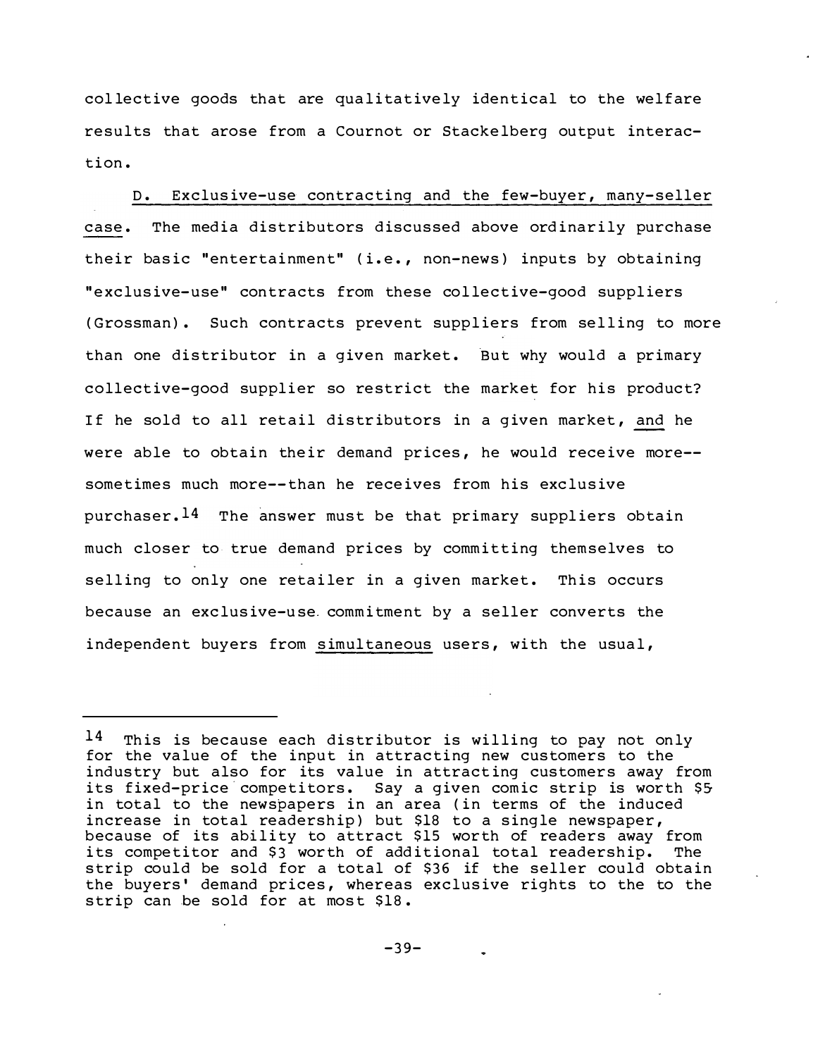collective goods that are qualitatively identical to the welfare results that arose from a Cournot or Stackelberg output interaction.

D. Exclusive-use contracting and the few-buyer, many-seller case. The media distributors discussed above ordinarily purchase their basic "entertainment" (i.e., non-news) inputs by obtaining "exclusive-use" contracts from these collective-good suppliers (Grossman). Such contracts prevent suppliers from selling to more than one distributor in a given market. But why would a primary collective-good supplier so restrict the market for his product? If he sold to all retail distributors in a given market, *and* he were able to obtain their demand prices, he would receive more--sometimes much more--than he receives from his exclusive purchaser.[14] The answer must be that primary suppliers obtain much closer to true demand prices by committing themselves to selling to only one retailer in a given market. This occurs because an exclusive-use commitment by a seller converts the independent buyers from *simultaneous* users, with the usual,

---

[14] This is because each distributor is willing to pay not only for the value of the input in attracting new customers to the industry but also for its value in attracting customers away from its fixed-price competitors. Say a given comic strip is worth $5 in total to the newspapers in an area (in terms of the induced increase in total readership) but $18 to a single newspaper, because of its ability to attract $15 worth of readers away from its competitor and $3 worth of additional total readership. The strip could be sold for a total of $36 if the seller could obtain the buyers' demand prices, whereas exclusive rights to the to the strip can be sold for at most $18.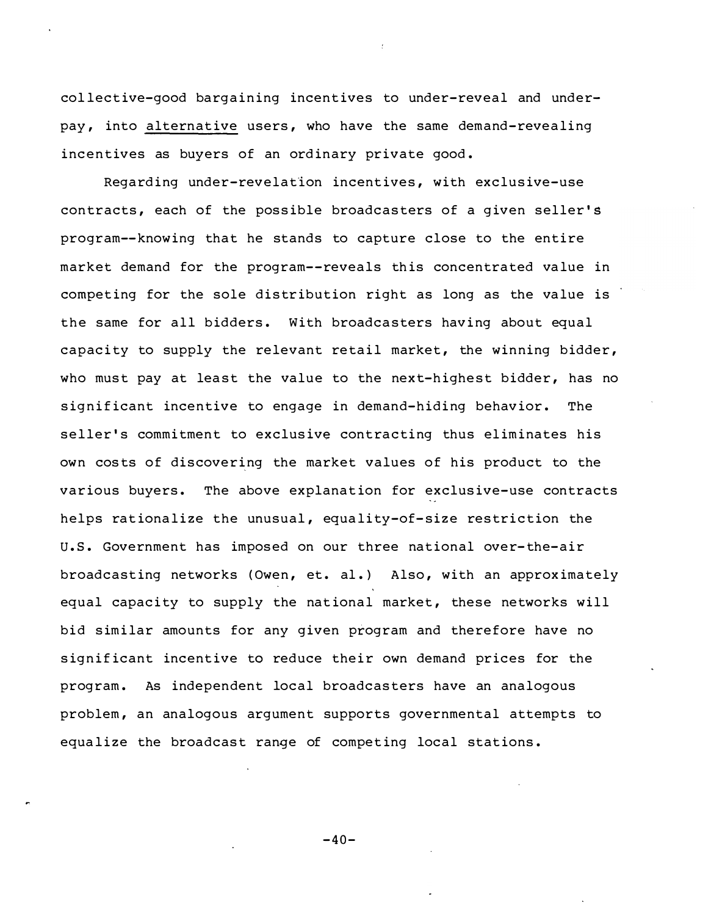collective-good bargaining incentives to under-reveal and under-pay, into alternative users, who have the same demand-revealing incentives as buyers of an ordinary private good.

Regarding under-revelation incentives, with exclusive-use contracts, each of the possible broadcasters of a given seller's program--knowing that he stands to capture close to the entire market demand for the program--reveals this concentrated value in competing for the sole distribution right as long as the value is the same for all bidders. With broadcasters having about equal capacity to supply the relevant retail market, the winning bidder, who must pay at least the value to the next-highest bidder, has no significant incentive to engage in demand-hiding behavior. The seller's commitment to exclusive contracting thus eliminates his own costs of discovering the market values of his product to the various buyers. The above explanation for exclusive-use contracts helps rationalize the unusual, equality-of-size restriction the U.S. Government has imposed on our three national over-the-air broadcasting networks (Owen, et. al.) Also, with an approximately equal capacity to supply the national market, these networks will bid similar amounts for any given program and therefore have no significant incentive to reduce their own demand prices for the program. As independent local broadcasters have an analogous problem, an analogous argument supports governmental attempts to equalize the broadcast range of competing local stations.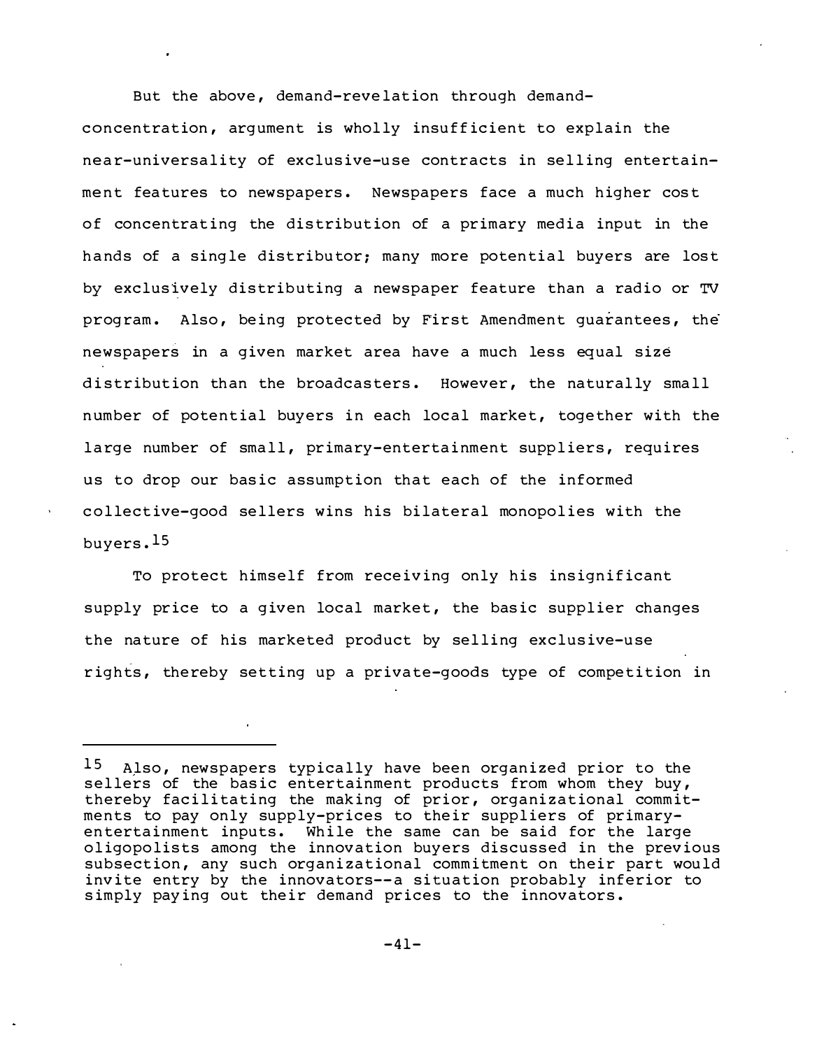But the above, demand-revelation through demand-concentration, argument is wholly insufficient to explain the near-universality of exclusive-use contracts in selling entertainment features to newspapers. Newspapers face a much higher cost of concentrating the distribution of a primary media input in the hands of a single distributor; many more potential buyers are lost by exclusively distributing a newspaper feature than a radio or TV program. Also, being protected by First Amendment guarantees, the newspapers in a given market area have a much less equal size distribution than the broadcasters. However, the naturally small number of potential buyers in each local market, together with the large number of small, primary-entertainment suppliers, requires us to drop our basic assumption that each of the informed collective-good sellers wins his bilateral monopolies with the buyers.[15]

To protect himself from receiving only his insignificant supply price to a given local market, the basic supplier changes the nature of his marketed product by selling exclusive-use rights, thereby setting up a private-goods type of competition in

---

[15] Also, newspapers typically have been organized prior to the sellers of the basic entertainment products from whom they buy, thereby facilitating the making of prior, organizational commitments to pay only supply-prices to their suppliers of primary-entertainment inputs. While the same can be said for the large oligopolists among the innovation buyers discussed in the previous subsection, any such organizational commitment on their part would invite entry by the innovators--a situation probably inferior to simply paying out their demand prices to the innovators.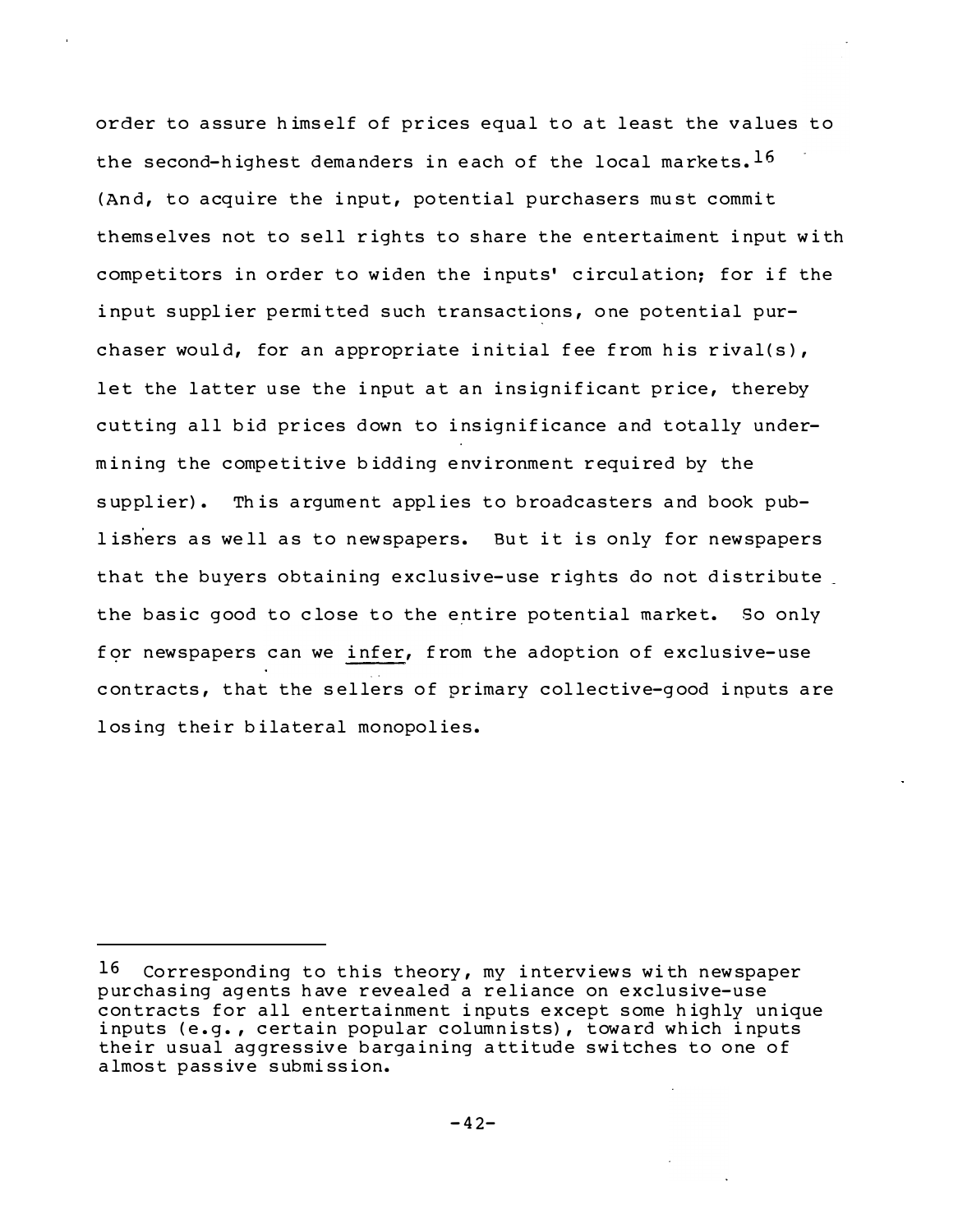order to assure himself of prices equal to at least the values to the second-highest demanders in each of the local markets.[16] (And, to acquire the input, potential purchasers must commit themselves not to sell rights to share the entertaiment input with competitors in order to widen the inputs' circulation; for if the input supplier permitted such transactions, one potential purchaser would, for an appropriate initial fee from his rival(s), let the latter use the input at an insignificant price, thereby cutting all bid prices down to insignificance and totally undermining the competitive bidding environment required by the supplier). This argument applies to broadcasters and book publishers as well as to newspapers. But it is only for newspapers that the buyers obtaining exclusive-use rights do not distribute the basic good to close to the entire potential market. So only for newspapers can we <u>infer</u>, from the adoption of exclusive-use contracts, that the sellers of primary collective-good inputs are losing their bilateral monopolies.

---

[16] Corresponding to this theory, my interviews with newspaper purchasing agents have revealed a reliance on exclusive-use contracts for all entertainment inputs except some highly unique inputs (e.g., certain popular columnists), toward which inputs their usual aggressive bargaining attitude switches to one of almost passive submission.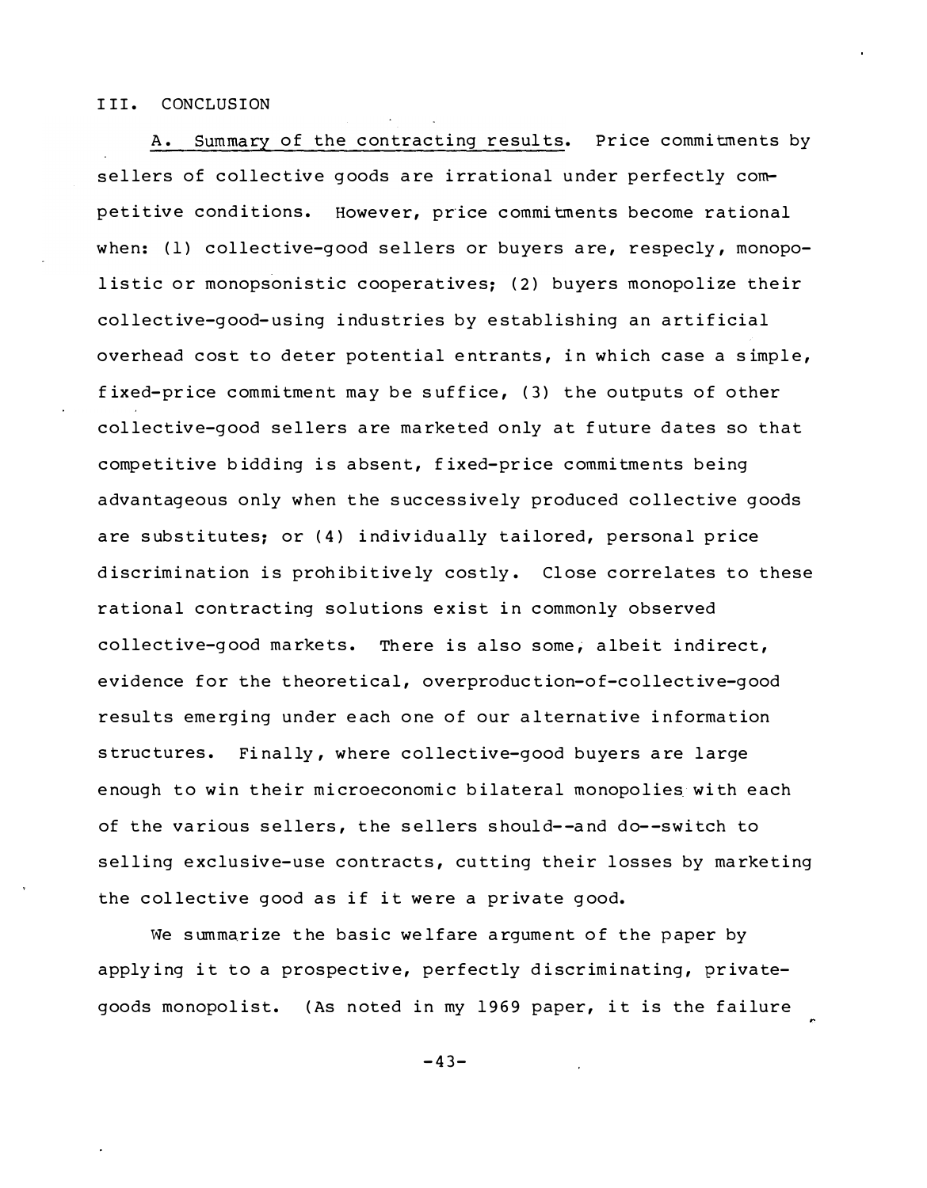## III. CONCLUSION

A. Summary of the contracting results. Price commitments by sellers of collective goods are irrational under perfectly competitive conditions. However, price commitments become rational when: (1) collective-good sellers or buyers are, respecly, monopolistic or monopsonistic cooperatives; (2) buyers monopolize their collective-good-using industries by establishing an artificial overhead cost to deter potential entrants, in which case a simple, fixed-price commitment may be suffice, (3) the outputs of other collective-good sellers are marketed only at future dates so that competitive bidding is absent, fixed-price commitments being advantageous only when the successively produced collective goods are substitutes; or (4) individually tailored, personal price discrimination is prohibitively costly. Close correlates to these rational contracting solutions exist in commonly observed collective-good markets. There is also some, albeit indirect, evidence for the theoretical, overproduction-of-collective-good results emerging under each one of our alternative information structures. Finally, where collective-good buyers are large enough to win their microeconomic bilateral monopolies with each of the various sellers, the sellers should--and do--switch to selling exclusive-use contracts, cutting their losses by marketing the collective good as if it were a private good.

We summarize the basic welfare argument of the paper by applying it to a prospective, perfectly discriminating, private-goods monopolist. (As noted in my 1969 paper, it is the failure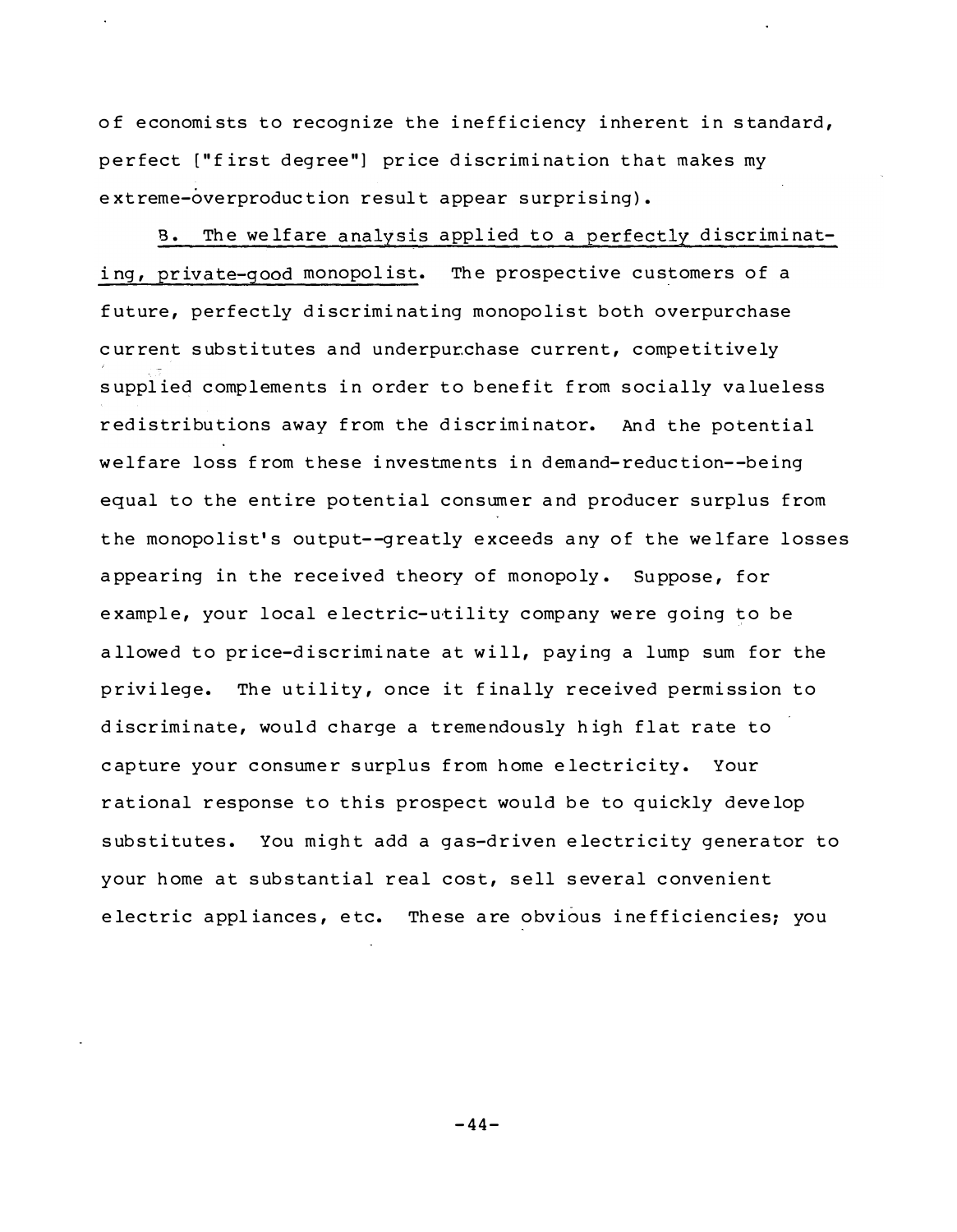of economists to recognize the inefficiency inherent in standard, perfect ["first degree"] price discrimination that makes my extreme-overproduction result appear surprising).

B. The welfare analysis applied to a perfectly discriminating, private-good monopolist. The prospective customers of a future, perfectly discriminating monopolist both overpurchase current substitutes and underpurchase current, competitively supplied complements in order to benefit from socially valueless redistributions away from the discriminator. And the potential welfare loss from these investments in demand-reduction--being equal to the entire potential consumer and producer surplus from the monopolist's output--greatly exceeds any of the welfare losses appearing in the received theory of monopoly. Suppose, for example, your local electric-utility company were going to be allowed to price-discriminate at will, paying a lump sum for the privilege. The utility, once it finally received permission to discriminate, would charge a tremendously high flat rate to capture your consumer surplus from home electricity. Your rational response to this prospect would be to quickly develop substitutes. You might add a gas-driven electricity generator to your home at substantial real cost, sell several convenient electric appliances, etc. These are obvious inefficiencies; you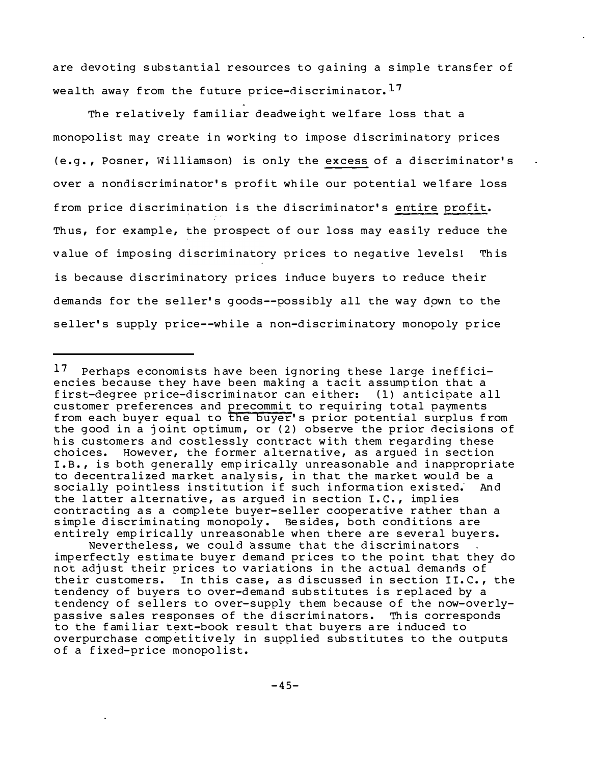are devoting substantial resources to gaining a simple transfer of wealth away from the future price-discriminator.[17]

The relatively familiar deadweight welfare loss that a monopolist may create in working to impose discriminatory prices (e.g., Posner, Williamson) is only the excess of a discriminator's over a nondiscriminator's profit while our potential welfare loss from price discrimination is the discriminator's entire profit. Thus, for example, the prospect of our loss may easily reduce the value of imposing discriminatory prices to negative levels! This is because discriminatory prices induce buyers to reduce their demands for the seller's goods--possibly all the way down to the seller's supply price--while a non-discriminatory monopoly price

---

[17] Perhaps economists have been ignoring these large inefficiencies because they have been making a tacit assumption that a first-degree price-discriminator can either: (1) anticipate all customer preferences and precommit to requiring total payments from each buyer equal to the buyer's prior potential surplus from the good in a joint optimum, or (2) observe the prior decisions of his customers and costlessly contract with them regarding these choices. However, the former alternative, as argued in section I.B., is both generally empirically unreasonable and inappropriate to decentralized market analysis, in that the market would be a socially pointless institution if such information existed. And the latter alternative, as argued in section I.C., implies contracting as a complete buyer-seller cooperative rather than a simple discriminating monopoly. Besides, both conditions are entirely empirically unreasonable when there are several buyers.

Nevertheless, we could assume that the discriminators imperfectly estimate buyer demand prices to the point that they do not adjust their prices to variations in the actual demands of their customers. In this case, as discussed in section II.C., the tendency of buyers to over-demand substitutes is replaced by a tendency of sellers to over-supply them because of the now-overly-passive sales responses of the discriminators. This corresponds to the familiar text-book result that buyers are induced to overpurchase competitively in supplied substitutes to the outputs of a fixed-price monopolist.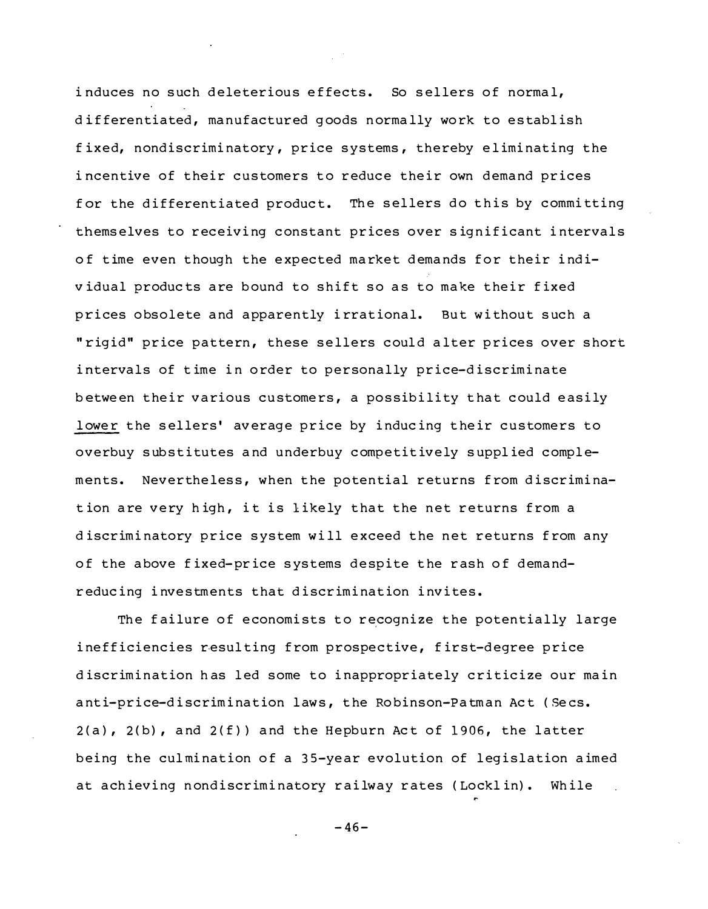induces no such deleterious effects. So sellers of normal, differentiated, manufactured goods normally work to establish fixed, nondiscriminatory, price systems, thereby eliminating the incentive of their customers to reduce their own demand prices for the differentiated product. The sellers do this by committing themselves to receiving constant prices over significant intervals of time even though the expected market demands for their individual products are bound to shift so as to make their fixed prices obsolete and apparently irrational. But without such a "rigid" price pattern, these sellers could alter prices over short intervals of time in order to personally price-discriminate between their various customers, a possibility that could easily <u>lower</u> the sellers' average price by inducing their customers to overbuy substitutes and underbuy competitively supplied complements. Nevertheless, when the potential returns from discrimination are very high, it is likely that the net returns from a discriminatory price system will exceed the net returns from any of the above fixed-price systems despite the rash of demand-reducing investments that discrimination invites.

The failure of economists to recognize the potentially large inefficiencies resulting from prospective, first-degree price discrimination has led some to inappropriately criticize our main anti-price-discrimination laws, the Robinson-Patman Act (Secs. 2(a), 2(b), and 2(f)) and the Hepburn Act of 1906, the latter being the culmination of a 35-year evolution of legislation aimed at achieving nondiscriminatory railway rates (Locklin). While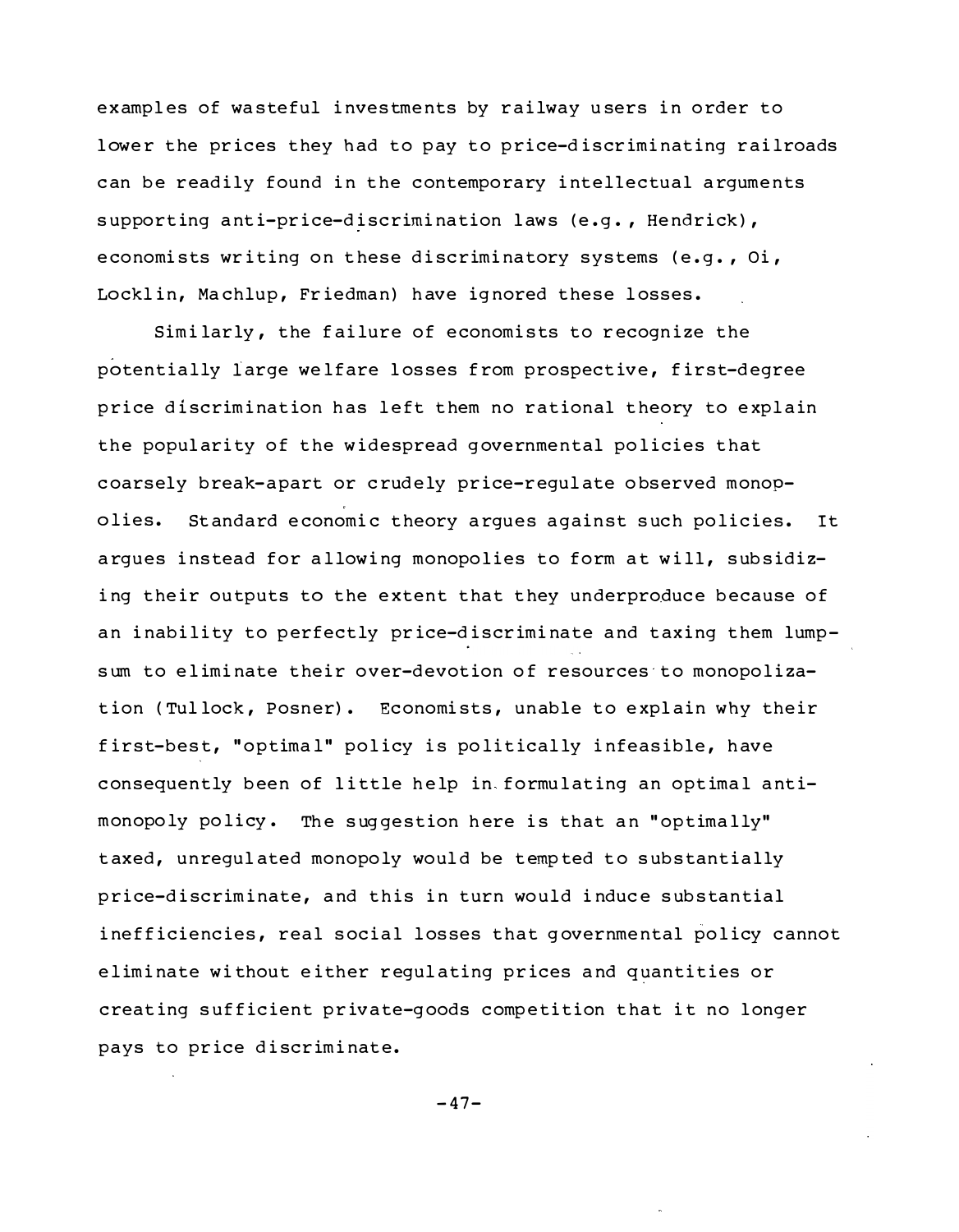examples of wasteful investments by railway users in order to lower the prices they had to pay to price-discriminating railroads can be readily found in the contemporary intellectual arguments supporting anti-price-discrimination laws (e.g., Hendrick), economists writing on these discriminatory systems (e.g., Oi, Locklin, Machlup, Friedman) have ignored these losses.

Similarly, the failure of economists to recognize the potentially large welfare losses from prospective, first-degree price discrimination has left them no rational theory to explain the popularity of the widespread governmental policies that coarsely break-apart or crudely price-regulate observed monopolies. Standard economic theory argues against such policies. It argues instead for allowing monopolies to form at will, subsidizing their outputs to the extent that they underproduce because of an inability to perfectly price-discriminate and taxing them lump-sum to eliminate their over-devotion of resources to monopolization (Tullock, Posner). Economists, unable to explain why their first-best, "optimal" policy is politically infeasible, have consequently been of little help in formulating an optimal anti-monopoly policy. The suggestion here is that an "optimally" taxed, unregulated monopoly would be tempted to substantially price-discriminate, and this in turn would induce substantial inefficiencies, real social losses that governmental policy cannot eliminate without either regulating prices and quantities or creating sufficient private-goods competition that it no longer pays to price discriminate.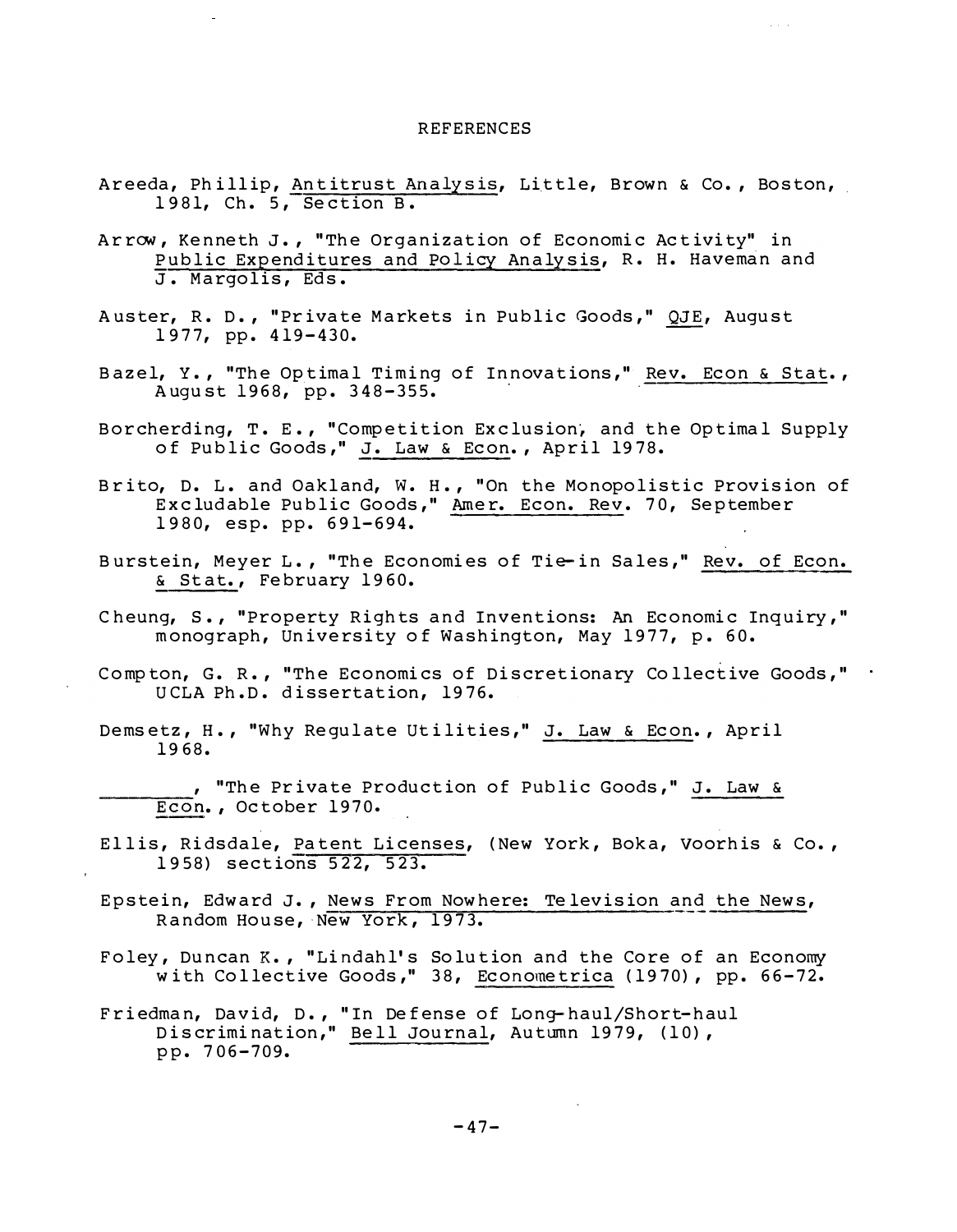## REFERENCES

Areeda, Phillip, Antitrust Analysis, Little, Brown & Co., Boston, 1981, Ch. 5, Section B.

Arrow, Kenneth J., "The Organization of Economic Activity" in Public Expenditures and Policy Analysis, R. H. Haveman and J. Margolis, Eds.

Auster, R. D., "Private Markets in Public Goods," QJE, August 1977, pp. 419-430.

Bazel, Y., "The Optimal Timing of Innovations," Rev. Econ & Stat., August 1968, pp. 348-355.

Borcherding, T. E., "Competition Exclusion, and the Optimal Supply of Public Goods," J. Law & Econ., April 1978.

Brito, D. L. and Oakland, W. H., "On the Monopolistic Provision of Excludable Public Goods," Amer. Econ. Rev. 70, September 1980, esp. pp. 691-694.

Burstein, Meyer L., "The Economies of Tie-in Sales," Rev. of Econ. & Stat., February 1960.

Cheung, S., "Property Rights and Inventions: An Economic Inquiry," monograph, University of Washington, May 1977, p. 60.

Compton, G. R., "The Economics of Discretionary Collective Goods," UCLA Ph.D. dissertation, 1976.

Demsetz, H., "Why Regulate Utilities," J. Law & Econ., April 1968.

________, "The Private Production of Public Goods," J. Law & Econ., October 1970.

Ellis, Ridsdale, Patent Licenses, (New York, Boka, Voorhis & Co., 1958) sections 522, 523.

Epstein, Edward J., News From Nowhere: Television and the News, Random House, New York, 1973.

Foley, Duncan K., "Lindahl's Solution and the Core of an Economy with Collective Goods," 38, Econometrica (1970), pp. 66-72.

Friedman, David, D., "In Defense of Long-haul/Short-haul Discrimination," Bell Journal, Autumn 1979, (10), pp. 706-709.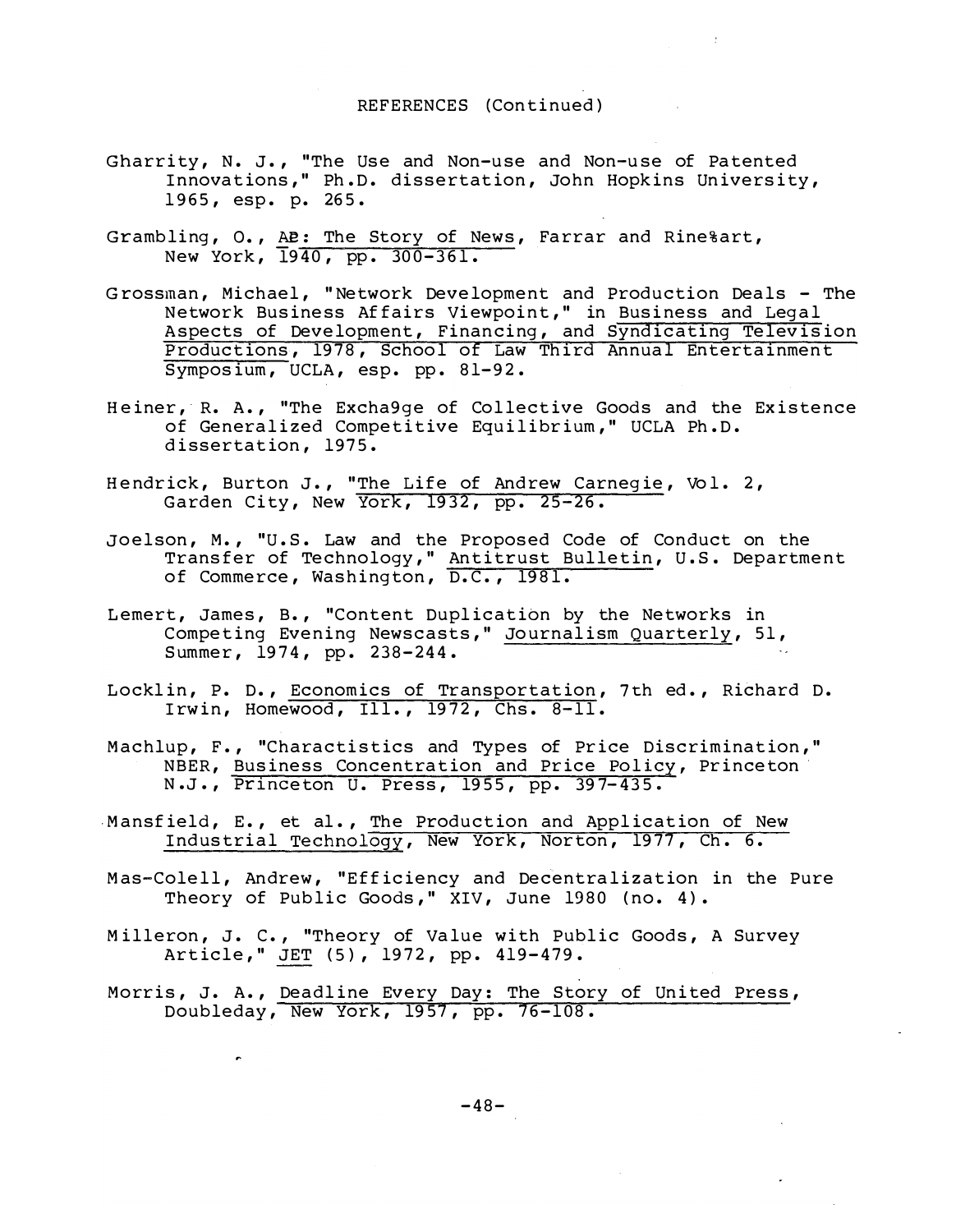REFERENCES (Continued)

Gharrity, N. J., "The Use and Non-use and Non-use of Patented Innovations," Ph.D. dissertation, John Hopkins University, 1965, esp. p. 265.

Grambling, O., AP: The Story of News, Farrar and Rinehart, New York, 1940, pp. 300-361.

Grossman, Michael, "Network Development and Production Deals - The Network Business Affairs Viewpoint," in Business and Legal Aspects of Development, Financing, and Syndicating Television Productions, 1978, School of Law Third Annual Entertainment Symposium, UCLA, esp. pp. 81-92.

Heiner, R. A., "The Excha9ge of Collective Goods and the Existence of Generalized Competitive Equilibrium," UCLA Ph.D. dissertation, 1975.

Hendrick, Burton J., "The Life of Andrew Carnegie, Vol. 2, Garden City, New York, 1932, pp. 25-26.

Joelson, M., "U.S. Law and the Proposed Code of Conduct on the Transfer of Technology," Antitrust Bulletin, U.S. Department of Commerce, Washington, D.C., 1981.

Lemert, James, B., "Content Duplication by the Networks in Competing Evening Newscasts," Journalism Quarterly, 51, Summer, 1974, pp. 238-244.

Locklin, P. D., Economics of Transportation, 7th ed., Richard D. Irwin, Homewood, Ill., 1972, Chs. 8-11.

Machlup, F., "Charactistics and Types of Price Discrimination," NBER, Business Concentration and Price Policy, Princeton N.J., Princeton U. Press, 1955, pp. 397-435.

Mansfield, E., et al., The Production and Application of New Industrial Technology, New York, Norton, 1977, Ch. 6.

Mas-Colell, Andrew, "Efficiency and Decentralization in the Pure Theory of Public Goods," XIV, June 1980 (no. 4).

Milleron, J. C., "Theory of Value with Public Goods, A Survey Article," JET (5), 1972, pp. 419-479.

Morris, J. A., Deadline Every Day: The Story of United Press, Doubleday, New York, 1957, pp. 76-108.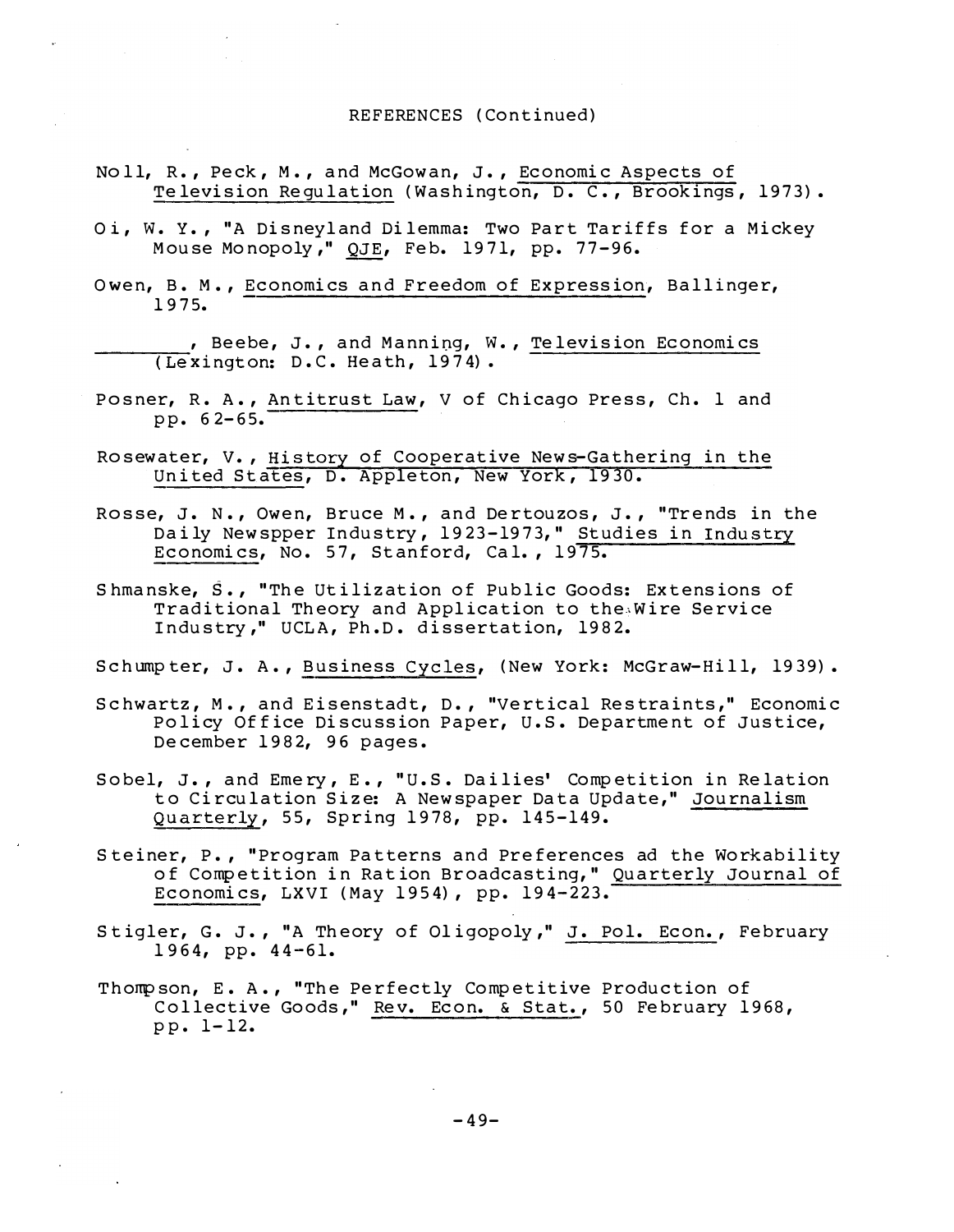REFERENCES (Continued)

Noll, R., Peck, M., and McGowan, J., Economic Aspects of Television Regulation (Washington, D. C., Brookings, 1973).

Oi, W. Y., "A Disneyland Dilemma: Two Part Tariffs for a Mickey Mouse Monopoly," QJE, Feb. 1971, pp. 77-96.

Owen, B. M., Economics and Freedom of Expression, Ballinger, 1975.

________, Beebe, J., and Manning, W., Television Economics (Lexington: D.C. Heath, 1974).

Posner, R. A., Antitrust Law, V of Chicago Press, Ch. 1 and pp. 62-65.

Rosewater, V., History of Cooperative News-Gathering in the United States, D. Appleton, New York, 1930.

Rosse, J. N., Owen, Bruce M., and Dertouzos, J., "Trends in the Daily Newspper Industry, 1923-1973," Studies in Industry Economics, No. 57, Stanford, Cal., 1975.

Shmanske, S., "The Utilization of Public Goods: Extensions of Traditional Theory and Application to the Wire Service Industry," UCLA, Ph.D. dissertation, 1982.

Schumpter, J. A., Business Cycles, (New York: McGraw-Hill, 1939).

Schwartz, M., and Eisenstadt, D., "Vertical Restraints," Economic Policy Office Discussion Paper, U.S. Department of Justice, December 1982, 96 pages.

Sobel, J., and Emery, E., "U.S. Dailies' Competition in Relation to Circulation Size: A Newspaper Data Update," Journalism Quarterly, 55, Spring 1978, pp. 145-149.

Steiner, P., "Program Patterns and Preferences ad the Workability of Competition in Ration Broadcasting," Quarterly Journal of Economics, LXVI (May 1954), pp. 194-223.

Stigler, G. J., "A Theory of Oligopoly," J. Pol. Econ., February 1964, pp. 44-61.

Thompson, E. A., "The Perfectly Competitive Production of Collective Goods," Rev. Econ. & Stat., 50 February 1968, pp. 1-12.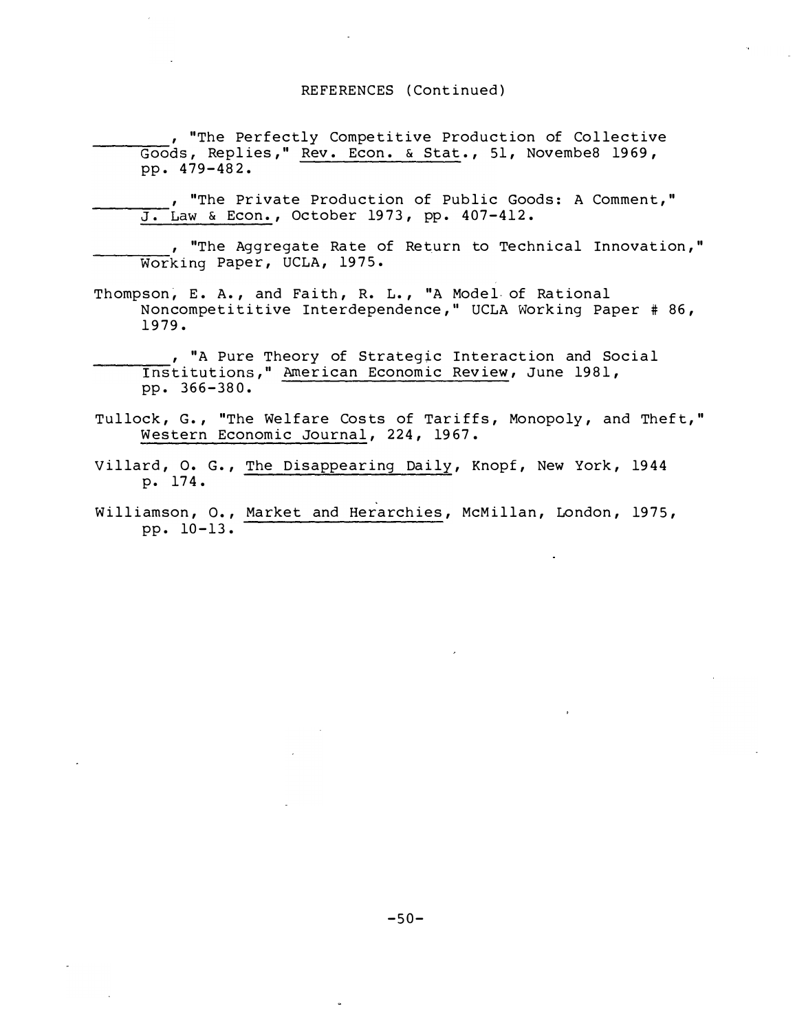REFERENCES (Continued)

________, "The Perfectly Competitive Production of Collective Goods, Replies," Rev. Econ. & Stat., 51, Novembe8 1969, pp. 479-482.

________, "The Private Production of Public Goods: A Comment," J. Law & Econ., October 1973, pp. 407-412.

________, "The Aggregate Rate of Return to Technical Innovation," Working Paper, UCLA, 1975.

Thompson, E. A., and Faith, R. L., "A Model of Rational Noncompetititive Interdependence," UCLA Working Paper # 86, 1979.

________, "A Pure Theory of Strategic Interaction and Social Institutions," American Economic Review, June 1981, pp. 366-380.

Tullock, G., "The Welfare Costs of Tariffs, Monopoly, and Theft," Western Economic Journal, 224, 1967.

Villard, O. G., The Disappearing Daily, Knopf, New York, 1944 p. 174.

Williamson, O., Market and Herarchies, McMillan, London, 1975, pp. 10-13.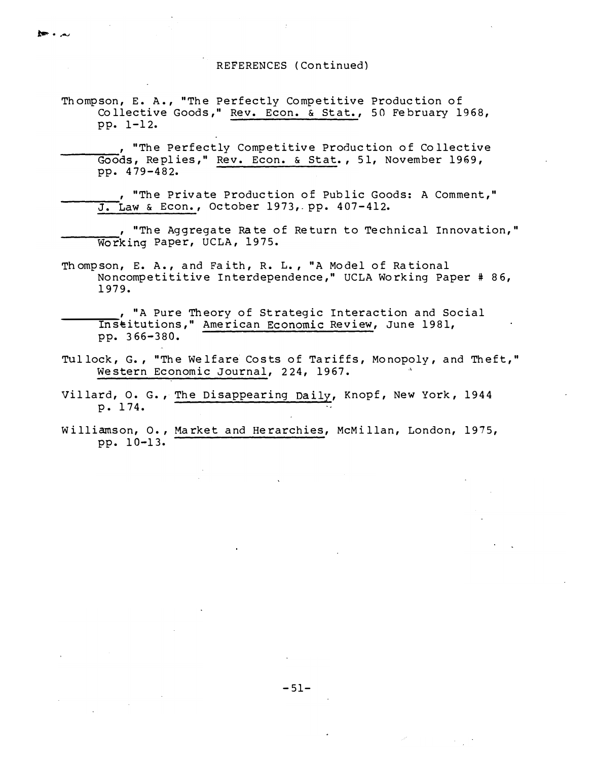REFERENCES (Continued)

Thompson, E. A., "The Perfectly Competitive Production of Collective Goods," Rev. Econ. & Stat., 50 February 1968, pp. 1-12.

________, "The Perfectly Competitive Production of Collective Goods, Replies," Rev. Econ. & Stat., 51, November 1969, pp. 479-482.

________, "The Private Production of Public Goods: A Comment," J. Law & Econ., October 1973, pp. 407-412.

________, "The Aggregate Rate of Return to Technical Innovation," Working Paper, UCLA, 1975.

Thompson, E. A., and Faith, R. L., "A Model of Rational Noncompetititive Interdependence," UCLA Working Paper # 86, 1979.

________, "A Pure Theory of Strategic Interaction and Social Institutions," American Economic Review, June 1981, pp. 366-380.

Tullock, G., "The Welfare Costs of Tariffs, Monopoly, and Theft," Western Economic Journal, 224, 1967.

Villard, O. G., The Disappearing Daily, Knopf, New York, 1944 p. 174.

Williamson, O., Market and Herarchies, McMillan, London, 1975, pp. 10-13.